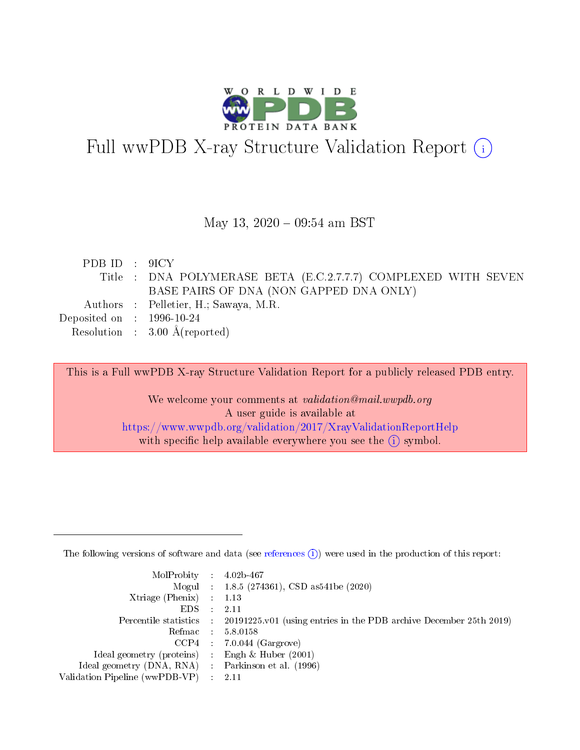# Full wwPDB X-ray Structure Validation Report (i)

May 13, 2020 – 09:54 am BST

| | | |
|---|---|---|
| PDB ID | : | 9ICY |
| Title | : | DNA POLYMERASE BETA (E.C.2.7.7.7) COMPLEXED WITH SEVEN BASE PAIRS OF DNA (NON GAPPED DNA ONLY) |
| Authors | : | Pelletier, H.; Sawaya, M.R. |
| Deposited on | : | 1996-10-24 |
| Resolution | : | 3.00 Å(reported) |

This is a Full wwPDB X-ray Structure Validation Report for a publicly released PDB entry.

We welcome your comments at *validation@mail.wwpdb.org*
A user guide is available at
https://www.wwpdb.org/validation/2017/XrayValidationReportHelp
with specific help available everywhere you see the (i) symbol.

---

The following versions of software and data (see references (i)) were used in the production of this report:

| | | |
|---|---|---|
| MolProbity | : | 4.02b-467 |
| Mogul | : | 1.8.5 (274361), CSD as541be (2020) |
| Xtriage (Phenix) | : | 1.13 |
| EDS | : | 2.11 |
| Percentile statistics | : | 20191225.v01 (using entries in the PDB archive December 25th 2019) |
| Refmac | : | 5.8.0158 |
| CCP4 | : | 7.0.044 (Gargrove) |
| Ideal geometry (proteins) | : | Engh & Huber (2001) |
| Ideal geometry (DNA, RNA) | : | Parkinson et al. (1996) |
| Validation Pipeline (wwPDB-VP) | : | 2.11 |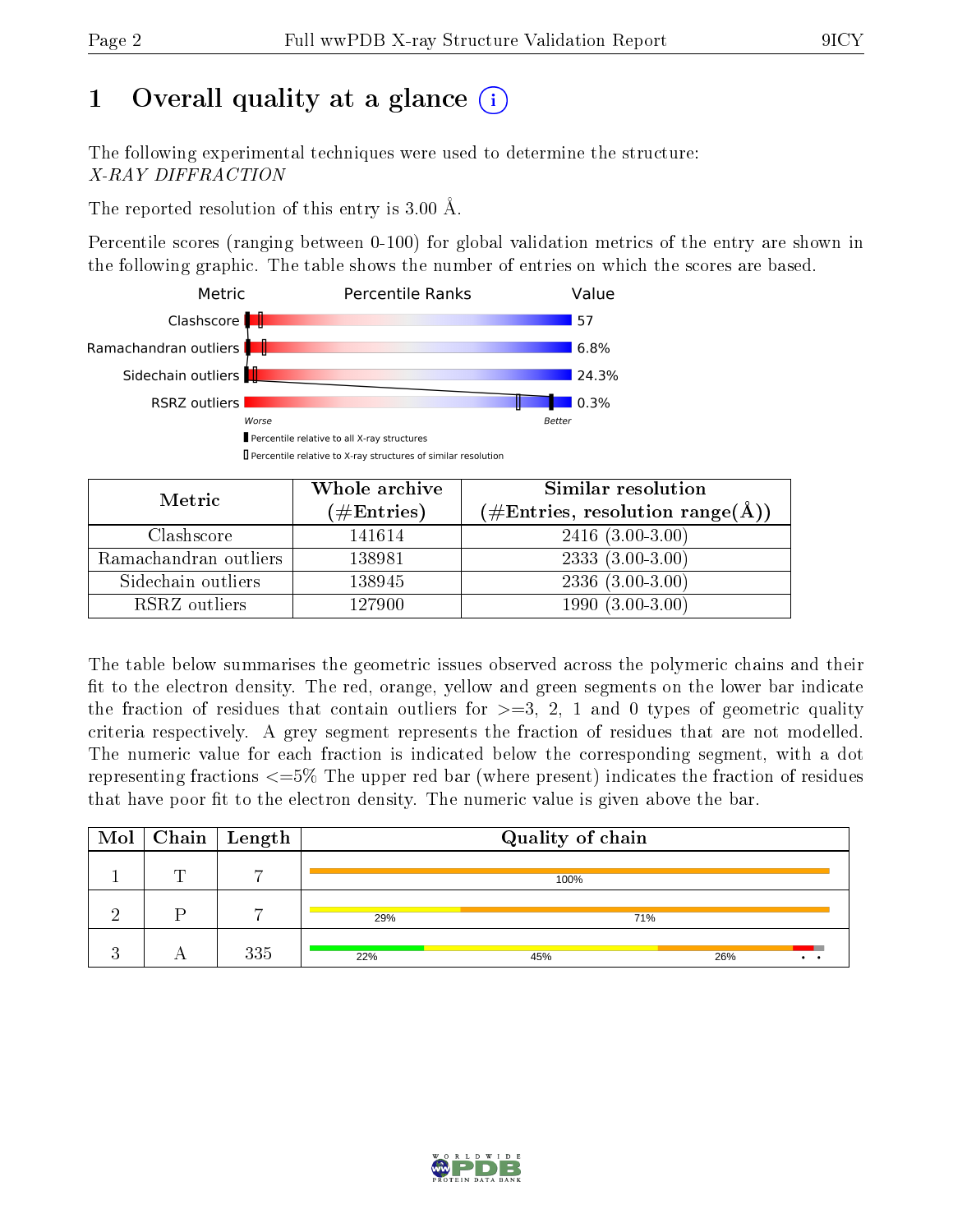# 1 Overall quality at a glance

The following experimental techniques were used to determine the structure:
*X-RAY DIFFRACTION*

The reported resolution of this entry is 3.00 Å.

Percentile scores (ranging between 0-100) for global validation metrics of the entry are shown in the following graphic. The table shows the number of entries on which the scores are based.

| Metric | Value |
|---|---|
| Clashscore | 57 |
| Ramachandran outliers | 6.8% |
| Sidechain outliers | 24.3% |
| RSRZ outliers | 0.3% |

Worse — Better

▮ Percentile relative to all X-ray structures

▯ Percentile relative to X-ray structures of similar resolution

| Metric | Whole archive (#Entries) | Similar resolution (#Entries, resolution range(Å)) |
|---|---|---|
| Clashscore | 141614 | 2416 (3.00-3.00) |
| Ramachandran outliers | 138981 | 2333 (3.00-3.00) |
| Sidechain outliers | 138945 | 2336 (3.00-3.00) |
| RSRZ outliers | 127900 | 1990 (3.00-3.00) |

The table below summarises the geometric issues observed across the polymeric chains and their fit to the electron density. The red, orange, yellow and green segments on the lower bar indicate the fraction of residues that contain outliers for >=3, 2, 1 and 0 types of geometric quality criteria respectively. A grey segment represents the fraction of residues that are not modelled. The numeric value for each fraction is indicated below the corresponding segment, with a dot representing fractions <=5% The upper red bar (where present) indicates the fraction of residues that have poor fit to the electron density. The numeric value is given above the bar.

| Mol | Chain | Length | Quality of chain |
|---|---|---|---|
| 1 | T | 7 | 100% |
| 2 | P | 7 | 29% 71% |
| 3 | A | 335 | 22% 45% 26% • • |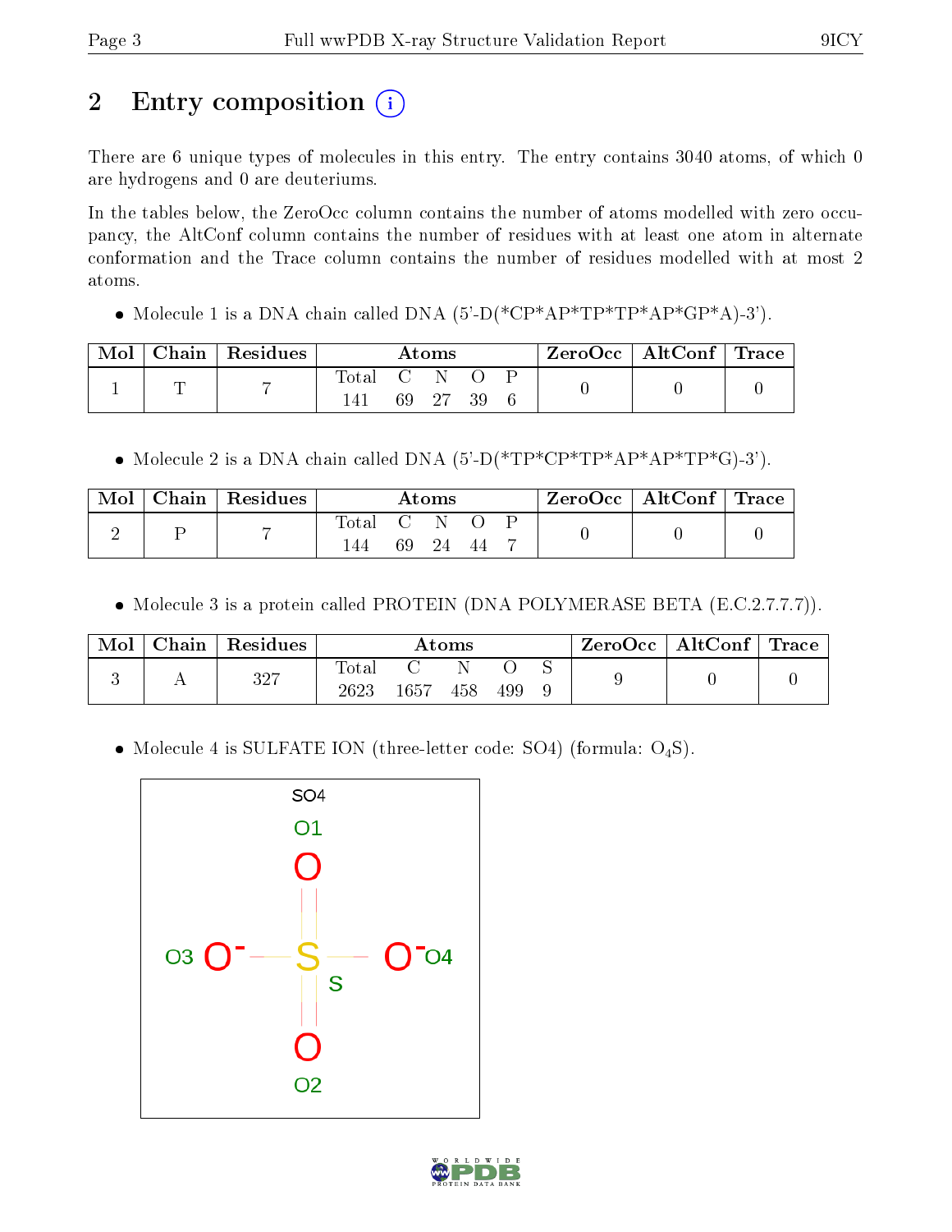# 2 Entry composition

There are 6 unique types of molecules in this entry. The entry contains 3040 atoms, of which 0 are hydrogens and 0 are deuteriums.

In the tables below, the ZeroOcc column contains the number of atoms modelled with zero occupancy, the AltConf column contains the number of residues with at least one atom in alternate conformation and the Trace column contains the number of residues modelled with at most 2 atoms.

- Molecule 1 is a DNA chain called DNA (5'-D(*CP*AP*TP*TP*AP*GP*A)-3').

| Mol | Chain | Residues | Atoms | | | | | ZeroOcc | AltConf | Trace |
|---|---|---|---|---|---|---|---|---|---|---|
| | | | Total | C | N | O | P | | | |
| 1 | T | 7 | 141 | 69 | 27 | 39 | 6 | 0 | 0 | 0 |

- Molecule 2 is a DNA chain called DNA (5'-D(*TP*CP*TP*AP*AP*TP*G)-3').

| Mol | Chain | Residues | Atoms | | | | | ZeroOcc | AltConf | Trace |
|---|---|---|---|---|---|---|---|---|---|---|
| | | | Total | C | N | O | P | | | |
| 2 | P | 7 | 144 | 69 | 24 | 44 | 7 | 0 | 0 | 0 |

- Molecule 3 is a protein called PROTEIN (DNA POLYMERASE BETA (E.C.2.7.7.7)).

| Mol | Chain | Residues | Atoms | | | | | ZeroOcc | AltConf | Trace |
|---|---|---|---|---|---|---|---|---|---|---|
| | | | Total | C | N | O | S | | | |
| 3 | A | 327 | 2623 | 1657 | 458 | 499 | 9 | 9 | 0 | 0 |

- Molecule 4 is SULFATE ION (three-letter code: SO4) (formula: $O_4S$).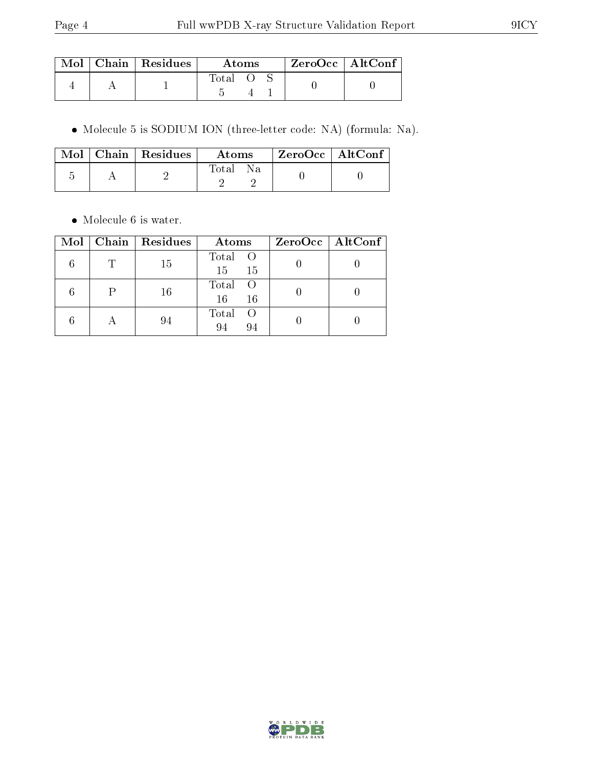| Mol | Chain | Residues | Atoms | | | ZeroOcc | AltConf |
|---|---|---|---|---|---|---|---|
| | | | Total | O | S | | |
| 4 | A | 1 | 5 | 4 | 1 | 0 | 0 |

- Molecule 5 is SODIUM ION (three-letter code: NA) (formula: Na).

| Mol | Chain | Residues | Atoms | | ZeroOcc | AltConf |
|---|---|---|---|---|---|---|
| | | | Total | Na | | |
| 5 | A | 2 | 2 | 2 | 0 | 0 |

- Molecule 6 is water.

| Mol | Chain | Residues | Atoms | | ZeroOcc | AltConf |
|---|---|---|---|---|---|---|
| | | | Total | O | | |
| 6 | T | 15 | 15 | 15 | 0 | 0 |
| 6 | P | 16 | 16 | 16 | 0 | 0 |
| 6 | A | 94 | 94 | 94 | 0 | 0 |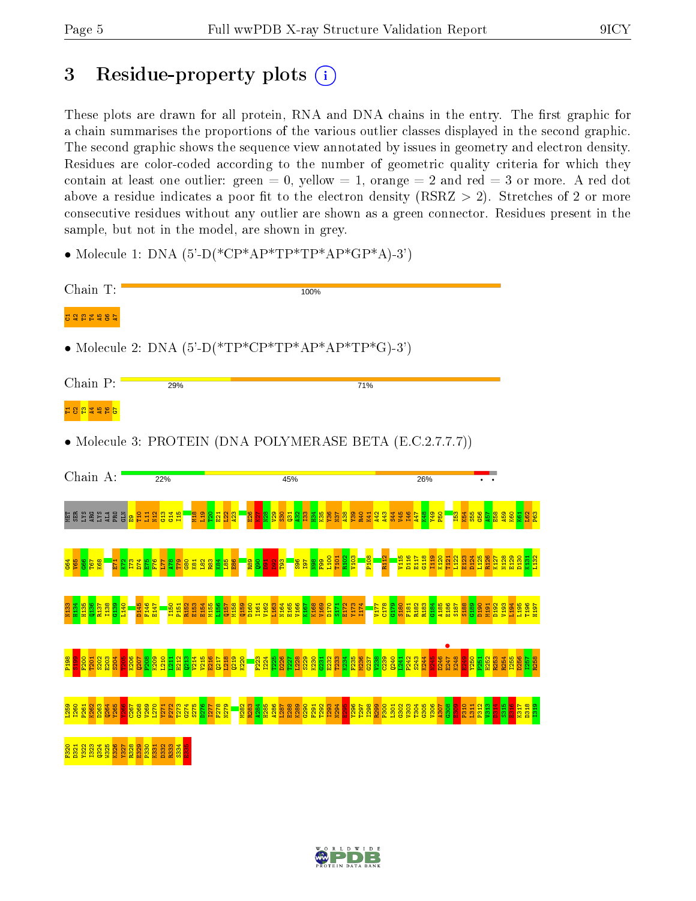## 3 Residue-property plots

These plots are drawn for all protein, RNA and DNA chains in the entry. The first graphic for a chain summarises the proportions of the various outlier classes displayed in the second graphic. The second graphic shows the sequence view annotated by issues in geometry and electron density. Residues are color-coded according to the number of geometric quality criteria for which they contain at least one outlier: green = 0, yellow = 1, orange = 2 and red = 3 or more. A red dot above a residue indicates a poor fit to the electron density (RSRZ > 2). Stretches of 2 or more consecutive residues without any outlier are shown as a green connector. Residues present in the sample, but not in the model, are shown in grey.

- Molecule 1: DNA (5'-D(*CP*AP*TP*TP*AP*GP*A)-3')

Chain T: 100%

C1 A2 T3 T4 A5 G6 A7

- Molecule 2: DNA (5'-D(*TP*CP*TP*AP*AP*TP*G)-3')

Chain P: 29% 71%

T1 C2 T3 A4 A5 T6 G7

- Molecule 3: PROTEIN (DNA POLYMERASE BETA (E.C.2.7.7.7))

Chain A: 22% 45% 26%

MET SER LYS ARG LYS ALA PRO GLN E9 T10 L11 N12 G13 I14 I15 M18 L19 T20 E21 L22 A23 E26 K27 N28 V29 S30 Q31 A32 I33 H34 K35 Y36 N37 A38 Y39 R40 K41 A42 A43 S44 V45 I46 A47 K48 Y49 P50 I53 K54 S55 G56 A57 E58 A59 K60 K61 L62 P63 Q64 V65 G66 T67 K68 E71 K72 I73 D74 E75 F76 L77 A78 T79 G80 K81 L82 R83 K84 L85 E86 R89 Q90 D91 D92 T93 S96 I97 N98 F99 L100 T101 R102 V103 P108 R112 V115 D116 E117 G118 I119 K120 T121 L122 E123 D124 L125 R126 K127 N128 E129 D130 K131 L132 N133 H134 H135 Q136 R137 I138 G139 L140 D145 F146 E147 I150 P151 R152 E153 E154 M155 L156 Q157 M158 Q159 D160 I161 V162 L163 N164 E165 V166 K167 K168 V169 D170 S171 E172 Y173 I174 V177 C178 G179 S180 F181 R182 R183 G184 A185 E186 S187 S188 G189 D190 M191 D192 V193 L194 L195 T196 H197 P198 S199 F200 T201 S202 E203 S204 T205 K206 Q207 P208 K209 L210 L211 H212 Q213 V214 V215 E216 Q217 L218 Q219 K220 F223 I224 T225 D226 T227 L228 S229 K230 G231 E232 T233 K234 F235 M236 G237 V238 C239 Q240 L241 P242 S243 K244 N245 D246 E247 K248 E249 Y250 P251 H252 R253 R254 I255 D256 I257 R258 L259 I260 P261 K262 D263 Q264 Y265 Y266 C267 G268 V269 L270 Y271 F272 T273 G274 S275 D276 I277 F278 N279 M282 R283 A284 H285 A286 L287 E288 K289 G290 F291 T292 I293 N294 E295 Y296 T297 I298 R299 P300 L301 G302 V303 T304 G305 V306 A307 G308 E309 P310 L311 P312 V313 D314 S315 E316 K317 D318 I319 F320 D321 Y322 I323 Q324 W325 K326 Y327 R328 E329 P330 K331 D332 R333 S334 E335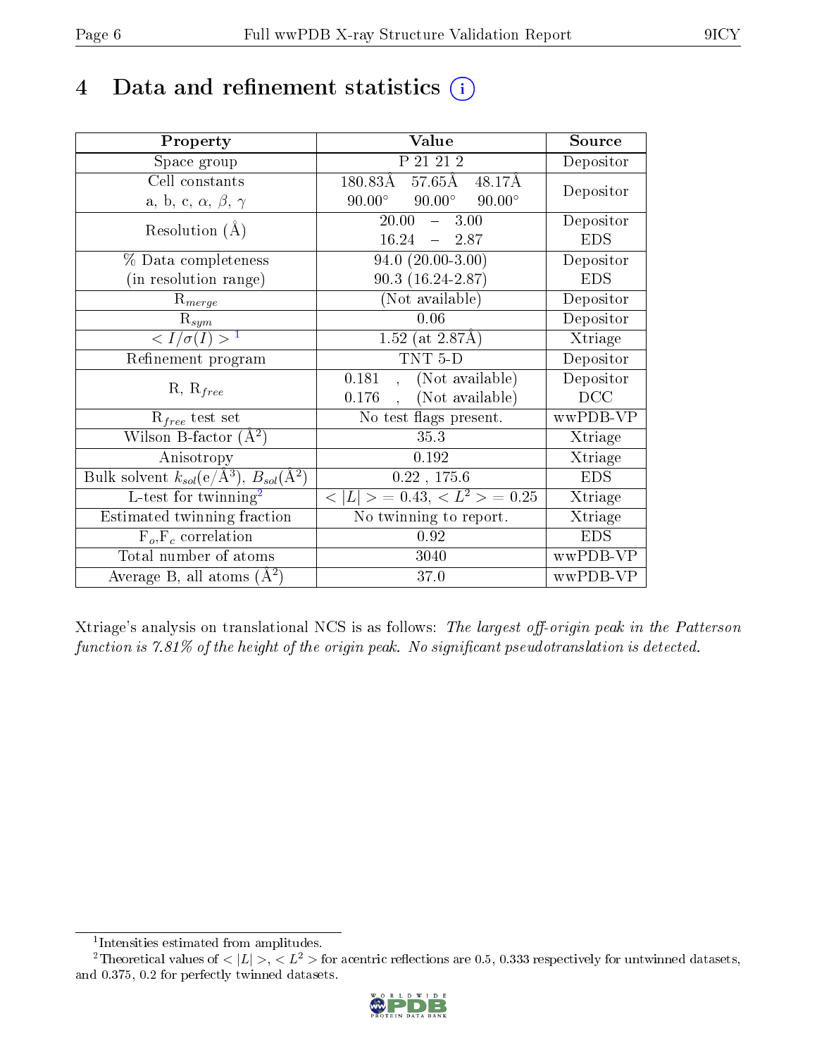# 4 Data and refinement statistics ⓘ

| Property | Value | Source |
|---|---|---|
| Space group | P 21 21 2 | Depositor |
| Cell constants<br>a, b, c, $\alpha$, $\beta$, $\gamma$ | 180.83Å 57.65Å 48.17Å<br>90.00° 90.00° 90.00° | Depositor |
| Resolution (Å) | 20.00 – 3.00<br>16.24 – 2.87 | Depositor<br>EDS |
| % Data completeness<br>(in resolution range) | 94.0 (20.00-3.00)<br>90.3 (16.24-2.87) | Depositor<br>EDS |
| $R_{merge}$ | (Not available) | Depositor |
| $R_{sym}$ | 0.06 | Depositor |
| $< I/\sigma(I) >$ [1] | 1.52 (at 2.87Å) | Xtriage |
| Refinement program | TNT 5-D | Depositor |
| R, $R_{free}$ | 0.181 , (Not available)<br>0.176 , (Not available) | Depositor<br>DCC |
| $R_{free}$ test set | No test flags present. | wwPDB-VP |
| Wilson B-factor (Å$^2$) | 35.3 | Xtriage |
| Anisotropy | 0.192 | Xtriage |
| Bulk solvent $k_{sol}$(e/Å$^3$), $B_{sol}$(Å$^2$) | 0.22 , 175.6 | EDS |
| L-test for twinning[2] | $< \|L\| >$ = 0.43, $< L^2 >$ = 0.25 | Xtriage |
| Estimated twinning fraction | No twinning to report. | Xtriage |
| $F_o$,$F_c$ correlation | 0.92 | EDS |
| Total number of atoms | 3040 | wwPDB-VP |
| Average B, all atoms (Å$^2$) | 37.0 | wwPDB-VP |

Xtriage's analysis on translational NCS is as follows: *The largest off-origin peak in the Patterson function is 7.81% of the height of the origin peak. No significant pseudotranslation is detected.*

[1] Intensities estimated from amplitudes.

[2] Theoretical values of $< |L| >$, $< L^2 >$ for acentric reflections are 0.5, 0.333 respectively for untwinned datasets, and 0.375, 0.2 for perfectly twinned datasets.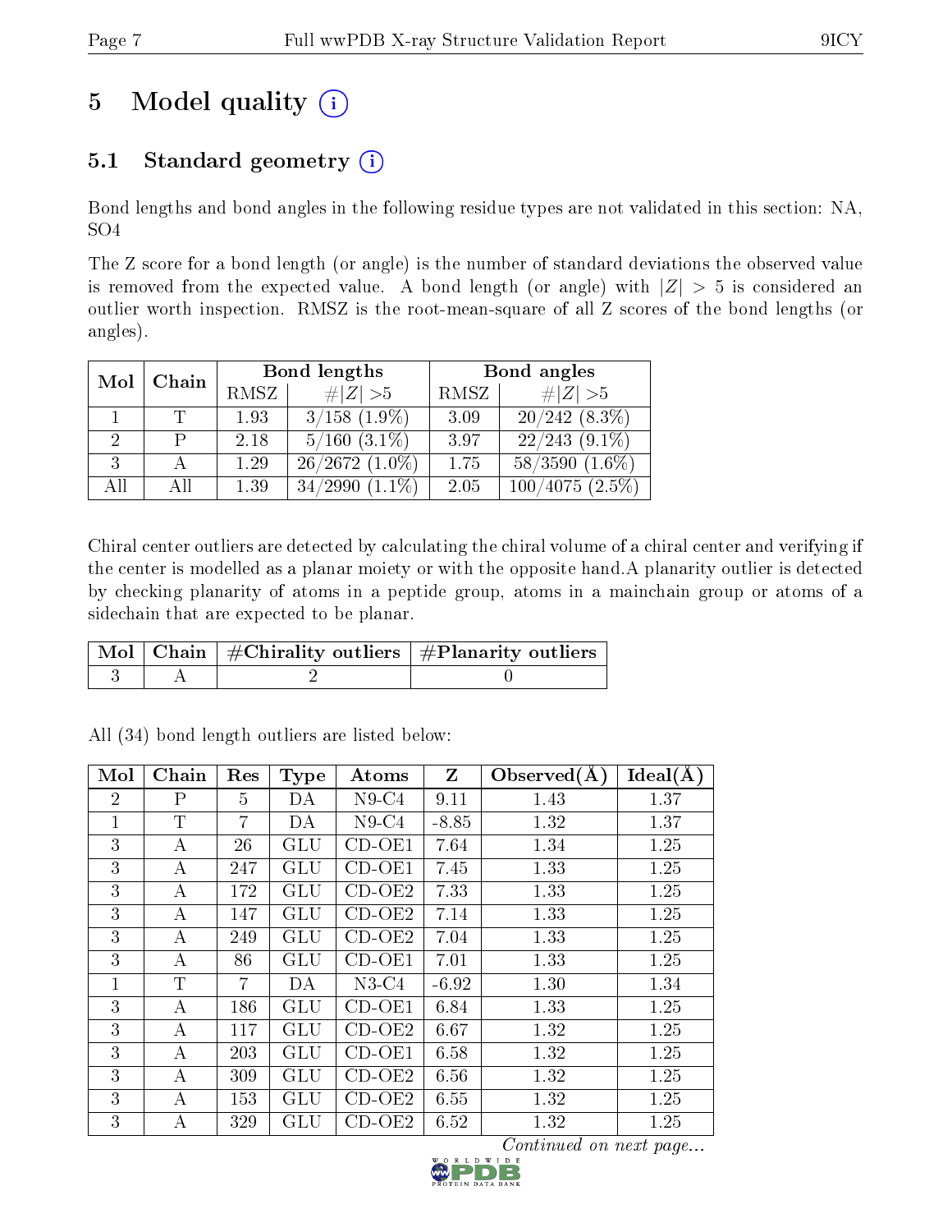# 5 Model quality (i)

## 5.1 Standard geometry (i)

Bond lengths and bond angles in the following residue types are not validated in this section: NA, SO4

The Z score for a bond length (or angle) is the number of standard deviations the observed value is removed from the expected value. A bond length (or angle) with $|Z| > 5$ is considered an outlier worth inspection. RMSZ is the root-mean-square of all Z scores of the bond lengths (or angles).

| Mol | Chain | Bond lengths | | Bond angles | |
|---|---|---|---|---|---|
| | | RMSZ | $\#\|Z\| > 5$ | RMSZ | $\#\|Z\| > 5$ |
| 1 | T | 1.93 | 3/158 (1.9%) | 3.09 | 20/242 (8.3%) |
| 2 | P | 2.18 | 5/160 (3.1%) | 3.97 | 22/243 (9.1%) |
| 3 | A | 1.29 | 26/2672 (1.0%) | 1.75 | 58/3590 (1.6%) |
| All | All | 1.39 | 34/2990 (1.1%) | 2.05 | 100/4075 (2.5%) |

Chiral center outliers are detected by calculating the chiral volume of a chiral center and verifying if the center is modelled as a planar moiety or with the opposite hand.A planarity outlier is detected by checking planarity of atoms in a peptide group, atoms in a mainchain group or atoms of a sidechain that are expected to be planar.

| Mol | Chain | #Chirality outliers | #Planarity outliers |
|---|---|---|---|
| 3 | A | 2 | 0 |

All (34) bond length outliers are listed below:

| Mol | Chain | Res | Type | Atoms | Z | Observed(Å) | Ideal(Å) |
|---|---|---|---|---|---|---|---|
| 2 | P | 5 | DA | N9-C4 | 9.11 | 1.43 | 1.37 |
| 1 | T | 7 | DA | N9-C4 | -8.85 | 1.32 | 1.37 |
| 3 | A | 26 | GLU | CD-OE1 | 7.64 | 1.34 | 1.25 |
| 3 | A | 247 | GLU | CD-OE1 | 7.45 | 1.33 | 1.25 |
| 3 | A | 172 | GLU | CD-OE2 | 7.33 | 1.33 | 1.25 |
| 3 | A | 147 | GLU | CD-OE2 | 7.14 | 1.33 | 1.25 |
| 3 | A | 249 | GLU | CD-OE2 | 7.04 | 1.33 | 1.25 |
| 3 | A | 86 | GLU | CD-OE1 | 7.01 | 1.33 | 1.25 |
| 1 | T | 7 | DA | N3-C4 | -6.92 | 1.30 | 1.34 |
| 3 | A | 186 | GLU | CD-OE1 | 6.84 | 1.33 | 1.25 |
| 3 | A | 117 | GLU | CD-OE2 | 6.67 | 1.32 | 1.25 |
| 3 | A | 203 | GLU | CD-OE1 | 6.58 | 1.32 | 1.25 |
| 3 | A | 309 | GLU | CD-OE2 | 6.56 | 1.32 | 1.25 |
| 3 | A | 153 | GLU | CD-OE2 | 6.55 | 1.32 | 1.25 |
| 3 | A | 329 | GLU | CD-OE2 | 6.52 | 1.32 | 1.25 |

*Continued on next page...*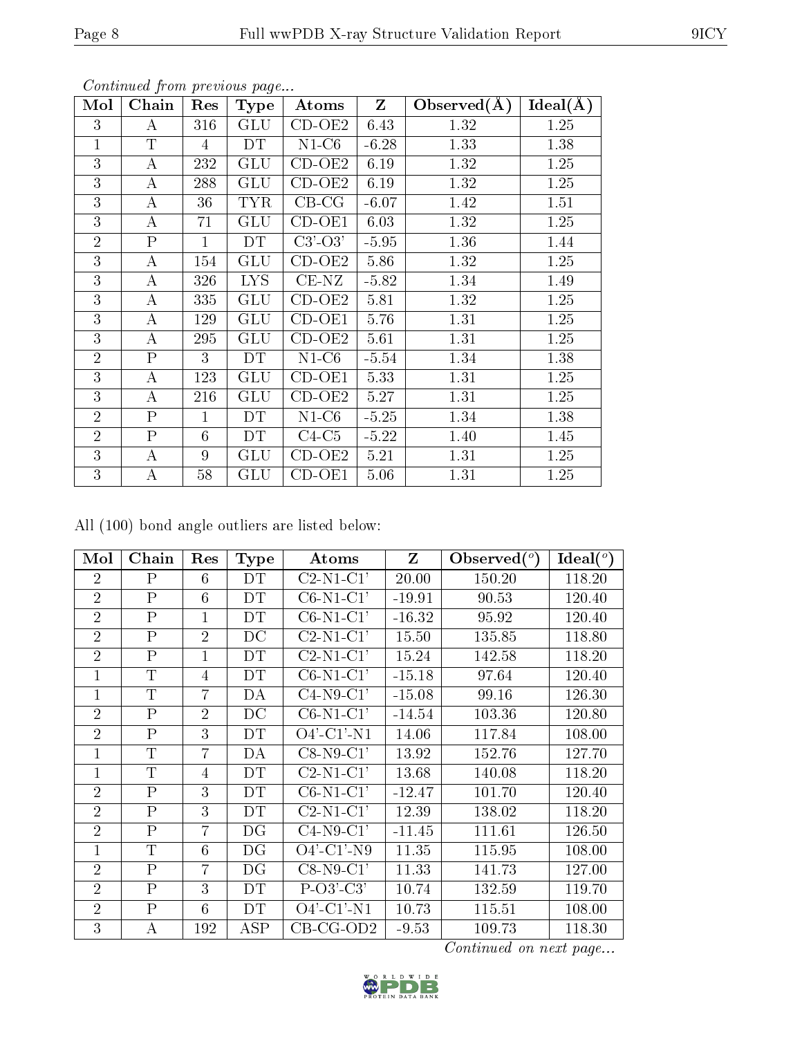*Continued from previous page...*

| Mol | Chain | Res | Type | Atoms | Z | Observed(Å) | Ideal(Å) |
|---|---|---|---|---|---|---|---|
| 3 | A | 316 | GLU | CD-OE2 | 6.43 | 1.32 | 1.25 |
| 1 | T | 4 | DT | N1-C6 | -6.28 | 1.33 | 1.38 |
| 3 | A | 232 | GLU | CD-OE2 | 6.19 | 1.32 | 1.25 |
| 3 | A | 288 | GLU | CD-OE2 | 6.19 | 1.32 | 1.25 |
| 3 | A | 36 | TYR | CB-CG | -6.07 | 1.42 | 1.51 |
| 3 | A | 71 | GLU | CD-OE1 | 6.03 | 1.32 | 1.25 |
| 2 | P | 1 | DT | C3'-O3' | -5.95 | 1.36 | 1.44 |
| 3 | A | 154 | GLU | CD-OE2 | 5.86 | 1.32 | 1.25 |
| 3 | A | 326 | LYS | CE-NZ | -5.82 | 1.34 | 1.49 |
| 3 | A | 335 | GLU | CD-OE2 | 5.81 | 1.32 | 1.25 |
| 3 | A | 129 | GLU | CD-OE1 | 5.76 | 1.31 | 1.25 |
| 3 | A | 295 | GLU | CD-OE2 | 5.61 | 1.31 | 1.25 |
| 2 | P | 3 | DT | N1-C6 | -5.54 | 1.34 | 1.38 |
| 3 | A | 123 | GLU | CD-OE1 | 5.33 | 1.31 | 1.25 |
| 3 | A | 216 | GLU | CD-OE2 | 5.27 | 1.31 | 1.25 |
| 2 | P | 1 | DT | N1-C6 | -5.25 | 1.34 | 1.38 |
| 2 | P | 6 | DT | C4-C5 | -5.22 | 1.40 | 1.45 |
| 3 | A | 9 | GLU | CD-OE2 | 5.21 | 1.31 | 1.25 |
| 3 | A | 58 | GLU | CD-OE1 | 5.06 | 1.31 | 1.25 |

All (100) bond angle outliers are listed below:

| Mol | Chain | Res | Type | Atoms | Z | Observed(°) | Ideal(°) |
|---|---|---|---|---|---|---|---|
| 2 | P | 6 | DT | C2-N1-C1' | 20.00 | 150.20 | 118.20 |
| 2 | P | 6 | DT | C6-N1-C1' | -19.91 | 90.53 | 120.40 |
| 2 | P | 1 | DT | C6-N1-C1' | -16.32 | 95.92 | 120.40 |
| 2 | P | 2 | DC | C2-N1-C1' | 15.50 | 135.85 | 118.80 |
| 2 | P | 1 | DT | C2-N1-C1' | 15.24 | 142.58 | 118.20 |
| 1 | T | 4 | DT | C6-N1-C1' | -15.18 | 97.64 | 120.40 |
| 1 | T | 7 | DA | C4-N9-C1' | -15.08 | 99.16 | 126.30 |
| 2 | P | 2 | DC | C6-N1-C1' | -14.54 | 103.36 | 120.80 |
| 2 | P | 3 | DT | O4'-C1'-N1 | 14.06 | 117.84 | 108.00 |
| 1 | T | 7 | DA | C8-N9-C1' | 13.92 | 152.76 | 127.70 |
| 1 | T | 4 | DT | C2-N1-C1' | 13.68 | 140.08 | 118.20 |
| 2 | P | 3 | DT | C6-N1-C1' | -12.47 | 101.70 | 120.40 |
| 2 | P | 3 | DT | C2-N1-C1' | 12.39 | 138.02 | 118.20 |
| 2 | P | 7 | DG | C4-N9-C1' | -11.45 | 111.61 | 126.50 |
| 1 | T | 6 | DG | O4'-C1'-N9 | 11.35 | 115.95 | 108.00 |
| 2 | P | 7 | DG | C8-N9-C1' | 11.33 | 141.73 | 127.00 |
| 2 | P | 3 | DT | P-O3'-C3' | 10.74 | 132.59 | 119.70 |
| 2 | P | 6 | DT | O4'-C1'-N1 | 10.73 | 115.51 | 108.00 |
| 3 | A | 192 | ASP | CB-CG-OD2 | -9.53 | 109.73 | 118.30 |

*Continued on next page...*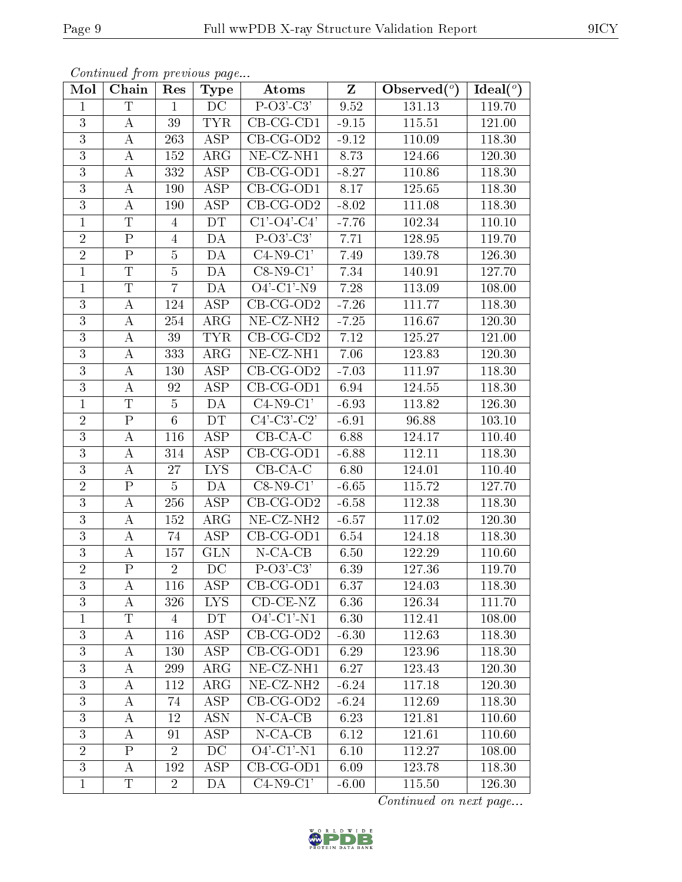*Continued from previous page...*

| Mol | Chain | Res | Type | Atoms | Z | Observed(°) | Ideal(°) |
|---|---|---|---|---|---|---|---|
| 1 | T | 1 | DC | P-O3'-C3' | 9.52 | 131.13 | 119.70 |
| 3 | A | 39 | TYR | CB-CG-CD1 | -9.15 | 115.51 | 121.00 |
| 3 | A | 263 | ASP | CB-CG-OD2 | -9.12 | 110.09 | 118.30 |
| 3 | A | 152 | ARG | NE-CZ-NH1 | 8.73 | 124.66 | 120.30 |
| 3 | A | 332 | ASP | CB-CG-OD1 | -8.27 | 110.86 | 118.30 |
| 3 | A | 190 | ASP | CB-CG-OD1 | 8.17 | 125.65 | 118.30 |
| 3 | A | 190 | ASP | CB-CG-OD2 | -8.02 | 111.08 | 118.30 |
| 1 | T | 4 | DT | C1'-O4'-C4' | -7.76 | 102.34 | 110.10 |
| 2 | P | 4 | DA | P-O3'-C3' | 7.71 | 128.95 | 119.70 |
| 2 | P | 5 | DA | C4-N9-C1' | 7.49 | 139.78 | 126.30 |
| 1 | T | 5 | DA | C8-N9-C1' | 7.34 | 140.91 | 127.70 |
| 1 | T | 7 | DA | O4'-C1'-N9 | 7.28 | 113.09 | 108.00 |
| 3 | A | 124 | ASP | CB-CG-OD2 | -7.26 | 111.77 | 118.30 |
| 3 | A | 254 | ARG | NE-CZ-NH2 | -7.25 | 116.67 | 120.30 |
| 3 | A | 39 | TYR | CB-CG-CD2 | 7.12 | 125.27 | 121.00 |
| 3 | A | 333 | ARG | NE-CZ-NH1 | 7.06 | 123.83 | 120.30 |
| 3 | A | 130 | ASP | CB-CG-OD2 | -7.03 | 111.97 | 118.30 |
| 3 | A | 92 | ASP | CB-CG-OD1 | 6.94 | 124.55 | 118.30 |
| 1 | T | 5 | DA | C4-N9-C1' | -6.93 | 113.82 | 126.30 |
| 2 | P | 6 | DT | C4'-C3'-C2' | -6.91 | 96.88 | 103.10 |
| 3 | A | 116 | ASP | CB-CA-C | 6.88 | 124.17 | 110.40 |
| 3 | A | 314 | ASP | CB-CG-OD1 | -6.88 | 112.11 | 118.30 |
| 3 | A | 27 | LYS | CB-CA-C | 6.80 | 124.01 | 110.40 |
| 2 | P | 5 | DA | C8-N9-C1' | -6.65 | 115.72 | 127.70 |
| 3 | A | 256 | ASP | CB-CG-OD2 | -6.58 | 112.38 | 118.30 |
| 3 | A | 152 | ARG | NE-CZ-NH2 | -6.57 | 117.02 | 120.30 |
| 3 | A | 74 | ASP | CB-CG-OD1 | 6.54 | 124.18 | 118.30 |
| 3 | A | 157 | GLN | N-CA-CB | 6.50 | 122.29 | 110.60 |
| 2 | P | 2 | DC | P-O3'-C3' | 6.39 | 127.36 | 119.70 |
| 3 | A | 116 | ASP | CB-CG-OD1 | 6.37 | 124.03 | 118.30 |
| 3 | A | 326 | LYS | CD-CE-NZ | 6.36 | 126.34 | 111.70 |
| 1 | T | 4 | DT | O4'-C1'-N1 | 6.30 | 112.41 | 108.00 |
| 3 | A | 116 | ASP | CB-CG-OD2 | -6.30 | 112.63 | 118.30 |
| 3 | A | 130 | ASP | CB-CG-OD1 | 6.29 | 123.96 | 118.30 |
| 3 | A | 299 | ARG | NE-CZ-NH1 | 6.27 | 123.43 | 120.30 |
| 3 | A | 112 | ARG | NE-CZ-NH2 | -6.24 | 117.18 | 120.30 |
| 3 | A | 74 | ASP | CB-CG-OD2 | -6.24 | 112.69 | 118.30 |
| 3 | A | 12 | ASN | N-CA-CB | 6.23 | 121.81 | 110.60 |
| 3 | A | 91 | ASP | N-CA-CB | 6.12 | 121.61 | 110.60 |
| 2 | P | 2 | DC | O4'-C1'-N1 | 6.10 | 112.27 | 108.00 |
| 3 | A | 192 | ASP | CB-CG-OD1 | 6.09 | 123.78 | 118.30 |
| 1 | T | 2 | DA | C4-N9-C1' | -6.00 | 115.50 | 126.30 |

*Continued on next page...*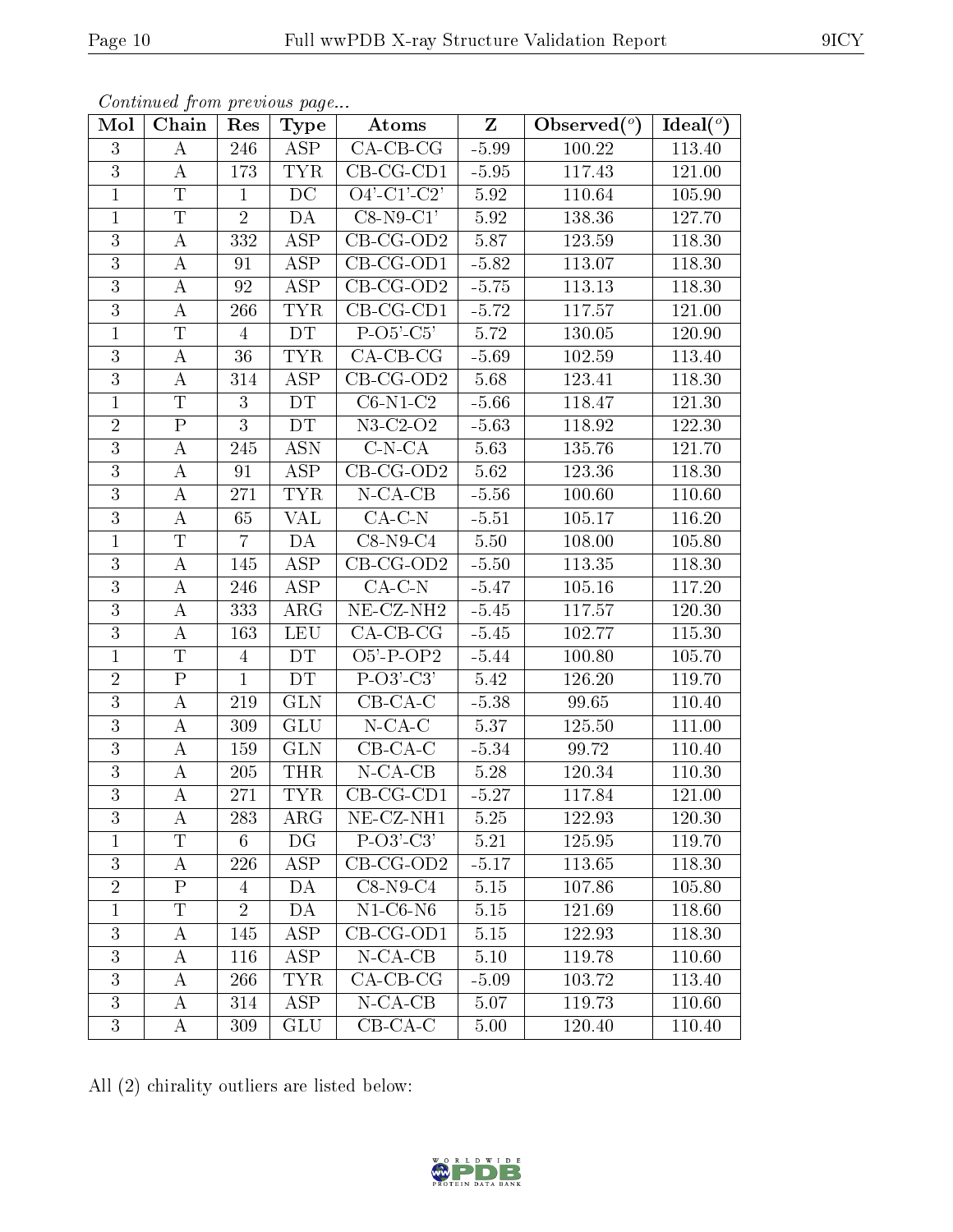*Continued from previous page...*

| Mol | Chain | Res | Type | Atoms | Z | Observed(°) | Ideal(°) |
|---|---|---|---|---|---|---|---|
| 3 | A | 246 | ASP | CA-CB-CG | -5.99 | 100.22 | 113.40 |
| 3 | A | 173 | TYR | CB-CG-CD1 | -5.95 | 117.43 | 121.00 |
| 1 | T | 1 | DC | O4'-C1'-C2' | 5.92 | 110.64 | 105.90 |
| 1 | T | 2 | DA | C8-N9-C1' | 5.92 | 138.36 | 127.70 |
| 3 | A | 332 | ASP | CB-CG-OD2 | 5.87 | 123.59 | 118.30 |
| 3 | A | 91 | ASP | CB-CG-OD1 | -5.82 | 113.07 | 118.30 |
| 3 | A | 92 | ASP | CB-CG-OD2 | -5.75 | 113.13 | 118.30 |
| 3 | A | 266 | TYR | CB-CG-CD1 | -5.72 | 117.57 | 121.00 |
| 1 | T | 4 | DT | P-O5'-C5' | 5.72 | 130.05 | 120.90 |
| 3 | A | 36 | TYR | CA-CB-CG | -5.69 | 102.59 | 113.40 |
| 3 | A | 314 | ASP | CB-CG-OD2 | 5.68 | 123.41 | 118.30 |
| 1 | T | 3 | DT | C6-N1-C2 | -5.66 | 118.47 | 121.30 |
| 2 | P | 3 | DT | N3-C2-O2 | -5.63 | 118.92 | 122.30 |
| 3 | A | 245 | ASN | C-N-CA | 5.63 | 135.76 | 121.70 |
| 3 | A | 91 | ASP | CB-CG-OD2 | 5.62 | 123.36 | 118.30 |
| 3 | A | 271 | TYR | N-CA-CB | -5.56 | 100.60 | 110.60 |
| 3 | A | 65 | VAL | CA-C-N | -5.51 | 105.17 | 116.20 |
| 1 | T | 7 | DA | C8-N9-C4 | 5.50 | 108.00 | 105.80 |
| 3 | A | 145 | ASP | CB-CG-OD2 | -5.50 | 113.35 | 118.30 |
| 3 | A | 246 | ASP | CA-C-N | -5.47 | 105.16 | 117.20 |
| 3 | A | 333 | ARG | NE-CZ-NH2 | -5.45 | 117.57 | 120.30 |
| 3 | A | 163 | LEU | CA-CB-CG | -5.45 | 102.77 | 115.30 |
| 1 | T | 4 | DT | O5'-P-OP2 | -5.44 | 100.80 | 105.70 |
| 2 | P | 1 | DT | P-O3'-C3' | 5.42 | 126.20 | 119.70 |
| 3 | A | 219 | GLN | CB-CA-C | -5.38 | 99.65 | 110.40 |
| 3 | A | 309 | GLU | N-CA-C | 5.37 | 125.50 | 111.00 |
| 3 | A | 159 | GLN | CB-CA-C | -5.34 | 99.72 | 110.40 |
| 3 | A | 205 | THR | N-CA-CB | 5.28 | 120.34 | 110.30 |
| 3 | A | 271 | TYR | CB-CG-CD1 | -5.27 | 117.84 | 121.00 |
| 3 | A | 283 | ARG | NE-CZ-NH1 | 5.25 | 122.93 | 120.30 |
| 1 | T | 6 | DG | P-O3'-C3' | 5.21 | 125.95 | 119.70 |
| 3 | A | 226 | ASP | CB-CG-OD2 | -5.17 | 113.65 | 118.30 |
| 2 | P | 4 | DA | C8-N9-C4 | 5.15 | 107.86 | 105.80 |
| 1 | T | 2 | DA | N1-C6-N6 | 5.15 | 121.69 | 118.60 |
| 3 | A | 145 | ASP | CB-CG-OD1 | 5.15 | 122.93 | 118.30 |
| 3 | A | 116 | ASP | N-CA-CB | 5.10 | 119.78 | 110.60 |
| 3 | A | 266 | TYR | CA-CB-CG | -5.09 | 103.72 | 113.40 |
| 3 | A | 314 | ASP | N-CA-CB | 5.07 | 119.73 | 110.60 |
| 3 | A | 309 | GLU | CB-CA-C | 5.00 | 120.40 | 110.40 |

All (2) chirality outliers are listed below: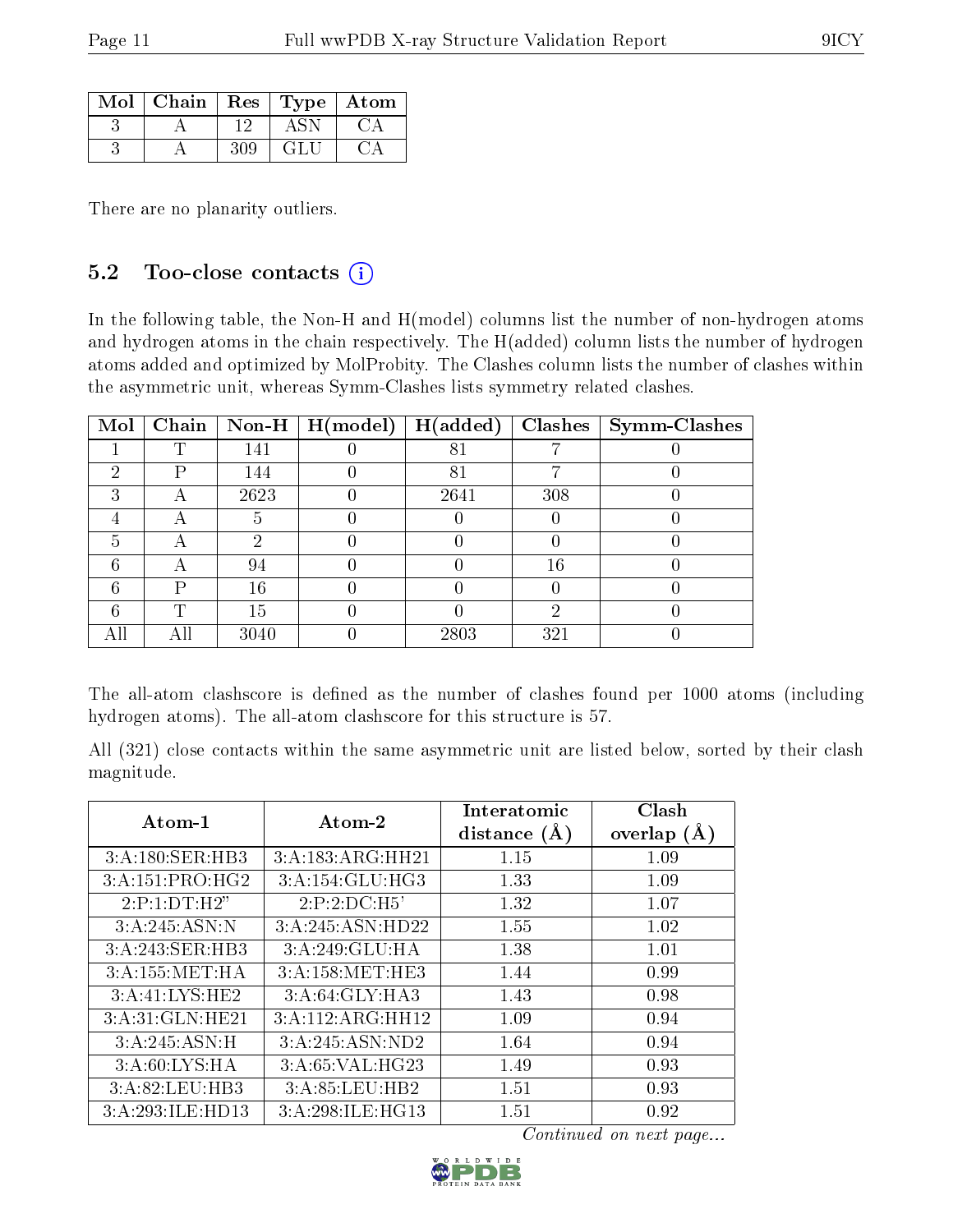| Mol | Chain | Res | Type | Atom |
|---|---|---|---|---|
| 3 | A | 12 | ASN | CA |
| 3 | A | 309 | GLU | CA |

There are no planarity outliers.

### 5.2 Too-close contacts

In the following table, the Non-H and H(model) columns list the number of non-hydrogen atoms and hydrogen atoms in the chain respectively. The H(added) column lists the number of hydrogen atoms added and optimized by MolProbity. The Clashes column lists the number of clashes within the asymmetric unit, whereas Symm-Clashes lists symmetry related clashes.

| Mol | Chain | Non-H | H(model) | H(added) | Clashes | Symm-Clashes |
|---|---|---|---|---|---|---|
| 1 | T | 141 | 0 | 81 | 7 | 0 |
| 2 | P | 144 | 0 | 81 | 7 | 0 |
| 3 | A | 2623 | 0 | 2641 | 308 | 0 |
| 4 | A | 5 | 0 | 0 | 0 | 0 |
| 5 | A | 2 | 0 | 0 | 0 | 0 |
| 6 | A | 94 | 0 | 0 | 16 | 0 |
| 6 | P | 16 | 0 | 0 | 0 | 0 |
| 6 | T | 15 | 0 | 0 | 2 | 0 |
| All | All | 3040 | 0 | 2803 | 321 | 0 |

The all-atom clashscore is defined as the number of clashes found per 1000 atoms (including hydrogen atoms). The all-atom clashscore for this structure is 57.

All (321) close contacts within the same asymmetric unit are listed below, sorted by their clash magnitude.

| Atom-1 | Atom-2 | Interatomic distance (Å) | Clash overlap (Å) |
|---|---|---|---|
| 3:A:180:SER:HB3 | 3:A:183:ARG:HH21 | 1.15 | 1.09 |
| 3:A:151:PRO:HG2 | 3:A:154:GLU:HG3 | 1.33 | 1.09 |
| 2:P:1:DT:H2" | 2:P:2:DC:H5' | 1.32 | 1.07 |
| 3:A:245:ASN:N | 3:A:245:ASN:HD22 | 1.55 | 1.02 |
| 3:A:243:SER:HB3 | 3:A:249:GLU:HA | 1.38 | 1.01 |
| 3:A:155:MET:HA | 3:A:158:MET:HE3 | 1.44 | 0.99 |
| 3:A:41:LYS:HE2 | 3:A:64:GLY:HA3 | 1.43 | 0.98 |
| 3:A:31:GLN:HE21 | 3:A:112:ARG:HH12 | 1.09 | 0.94 |
| 3:A:245:ASN:H | 3:A:245:ASN:ND2 | 1.64 | 0.94 |
| 3:A:60:LYS:HA | 3:A:65:VAL:HG23 | 1.49 | 0.93 |
| 3:A:82:LEU:HB3 | 3:A:85:LEU:HB2 | 1.51 | 0.93 |
| 3:A:293:ILE:HD13 | 3:A:298:ILE:HG13 | 1.51 | 0.92 |

*Continued on next page...*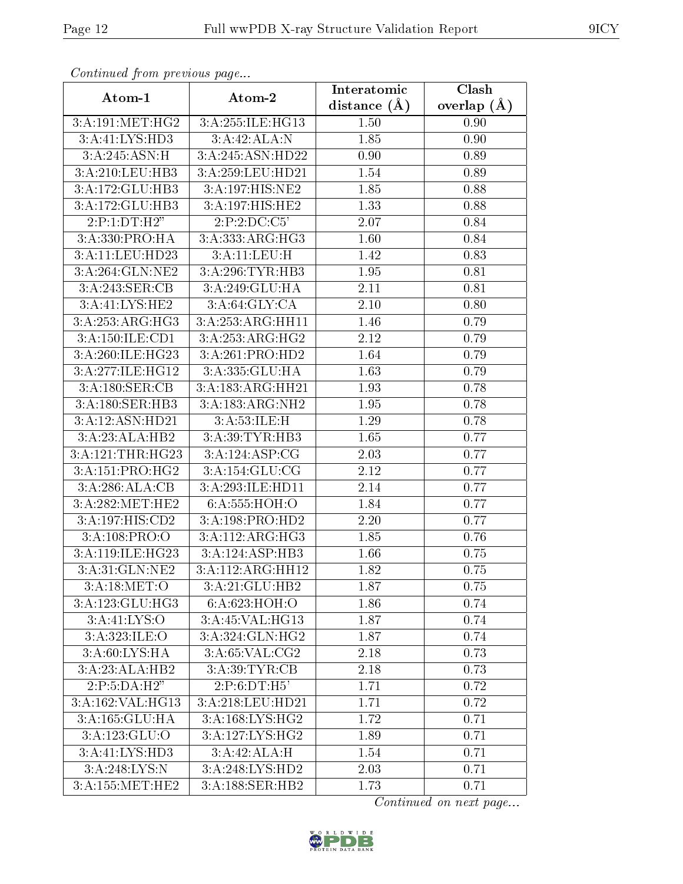*Continued from previous page...*

| Atom-1 | Atom-2 | Interatomic distance (Å) | Clash overlap (Å) |
|---|---|---|---|
| 3:A:191:MET:HG2 | 3:A:255:ILE:HG13 | 1.50 | 0.90 |
| 3:A:41:LYS:HD3 | 3:A:42:ALA:N | 1.85 | 0.90 |
| 3:A:245:ASN:H | 3:A:245:ASN:HD22 | 0.90 | 0.89 |
| 3:A:210:LEU:HB3 | 3:A:259:LEU:HD21 | 1.54 | 0.89 |
| 3:A:172:GLU:HB3 | 3:A:197:HIS:NE2 | 1.85 | 0.88 |
| 3:A:172:GLU:HB3 | 3:A:197:HIS:HE2 | 1.33 | 0.88 |
| 2:P:1:DT:H2" | 2:P:2:DC:C5' | 2.07 | 0.84 |
| 3:A:330:PRO:HA | 3:A:333:ARG:HG3 | 1.60 | 0.84 |
| 3:A:11:LEU:HD23 | 3:A:11:LEU:H | 1.42 | 0.83 |
| 3:A:264:GLN:NE2 | 3:A:296:TYR:HB3 | 1.95 | 0.81 |
| 3:A:243:SER:CB | 3:A:249:GLU:HA | 2.11 | 0.81 |
| 3:A:41:LYS:HE2 | 3:A:64:GLY:CA | 2.10 | 0.80 |
| 3:A:253:ARG:HG3 | 3:A:253:ARG:HH11 | 1.46 | 0.79 |
| 3:A:150:ILE:CD1 | 3:A:253:ARG:HG2 | 2.12 | 0.79 |
| 3:A:260:ILE:HG23 | 3:A:261:PRO:HD2 | 1.64 | 0.79 |
| 3:A:277:ILE:HG12 | 3:A:335:GLU:HA | 1.63 | 0.79 |
| 3:A:180:SER:CB | 3:A:183:ARG:HH21 | 1.93 | 0.78 |
| 3:A:180:SER:HB3 | 3:A:183:ARG:NH2 | 1.95 | 0.78 |
| 3:A:12:ASN:HD21 | 3:A:53:ILE:H | 1.29 | 0.78 |
| 3:A:23:ALA:HB2 | 3:A:39:TYR:HB3 | 1.65 | 0.77 |
| 3:A:121:THR:HG23 | 3:A:124:ASP:CG | 2.03 | 0.77 |
| 3:A:151:PRO:HG2 | 3:A:154:GLU:CG | 2.12 | 0.77 |
| 3:A:286:ALA:CB | 3:A:293:ILE:HD11 | 2.14 | 0.77 |
| 3:A:282:MET:HE2 | 6:A:555:HOH:O | 1.84 | 0.77 |
| 3:A:197:HIS:CD2 | 3:A:198:PRO:HD2 | 2.20 | 0.77 |
| 3:A:108:PRO:O | 3:A:112:ARG:HG3 | 1.85 | 0.76 |
| 3:A:119:ILE:HG23 | 3:A:124:ASP:HB3 | 1.66 | 0.75 |
| 3:A:31:GLN:NE2 | 3:A:112:ARG:HH12 | 1.82 | 0.75 |
| 3:A:18:MET:O | 3:A:21:GLU:HB2 | 1.87 | 0.75 |
| 3:A:123:GLU:HG3 | 6:A:623:HOH:O | 1.86 | 0.74 |
| 3:A:41:LYS:O | 3:A:45:VAL:HG13 | 1.87 | 0.74 |
| 3:A:323:ILE:O | 3:A:324:GLN:HG2 | 1.87 | 0.74 |
| 3:A:60:LYS:HA | 3:A:65:VAL:CG2 | 2.18 | 0.73 |
| 3:A:23:ALA:HB2 | 3:A:39:TYR:CB | 2.18 | 0.73 |
| 2:P:5:DA:H2" | 2:P:6:DT:H5' | 1.71 | 0.72 |
| 3:A:162:VAL:HG13 | 3:A:218:LEU:HD21 | 1.71 | 0.72 |
| 3:A:165:GLU:HA | 3:A:168:LYS:HG2 | 1.72 | 0.71 |
| 3:A:123:GLU:O | 3:A:127:LYS:HG2 | 1.89 | 0.71 |
| 3:A:41:LYS:HD3 | 3:A:42:ALA:H | 1.54 | 0.71 |
| 3:A:248:LYS:N | 3:A:248:LYS:HD2 | 2.03 | 0.71 |
| 3:A:155:MET:HE2 | 3:A:188:SER:HB2 | 1.73 | 0.71 |

*Continued on next page...*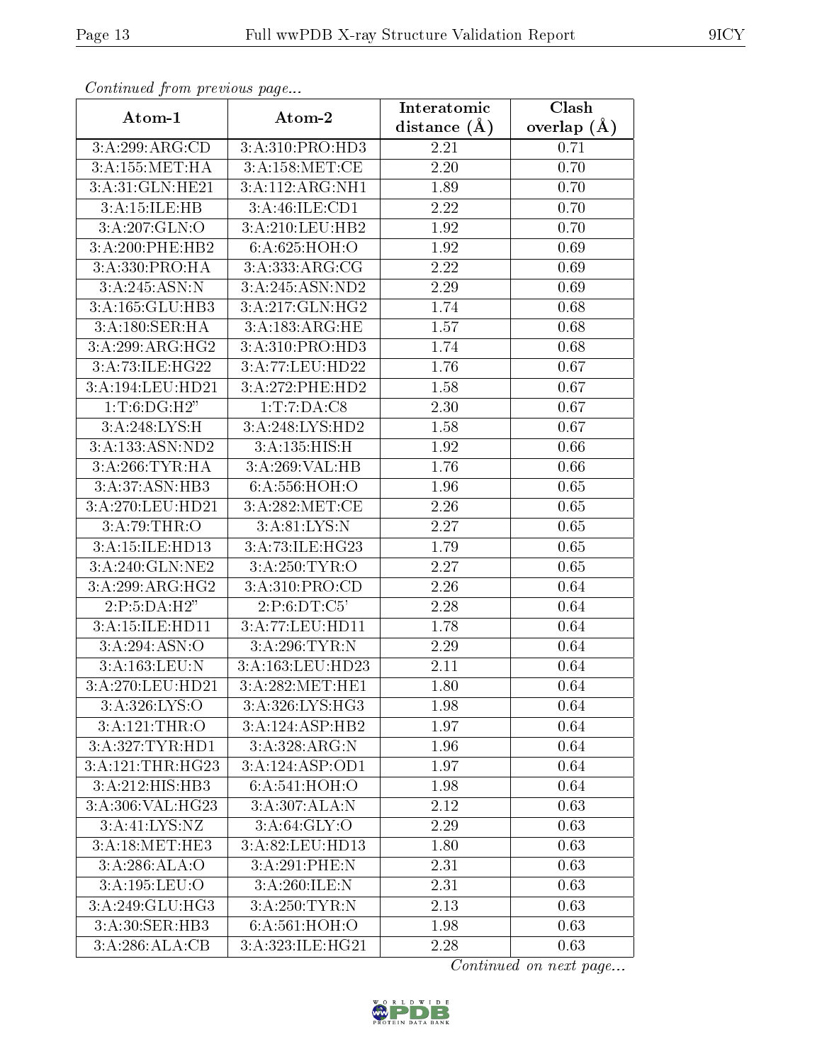*Continued from previous page...*

| Atom-1 | Atom-2 | Interatomic distance (Å) | Clash overlap (Å) |
|---|---|---|---|
| 3:A:299:ARG:CD | 3:A:310:PRO:HD3 | 2.21 | 0.71 |
| 3:A:155:MET:HA | 3:A:158:MET:CE | 2.20 | 0.70 |
| 3:A:31:GLN:HE21 | 3:A:112:ARG:NH1 | 1.89 | 0.70 |
| 3:A:15:ILE:HB | 3:A:46:ILE:CD1 | 2.22 | 0.70 |
| 3:A:207:GLN:O | 3:A:210:LEU:HB2 | 1.92 | 0.70 |
| 3:A:200:PHE:HB2 | 6:A:625:HOH:O | 1.92 | 0.69 |
| 3:A:330:PRO:HA | 3:A:333:ARG:CG | 2.22 | 0.69 |
| 3:A:245:ASN:N | 3:A:245:ASN:ND2 | 2.29 | 0.69 |
| 3:A:165:GLU:HB3 | 3:A:217:GLN:HG2 | 1.74 | 0.68 |
| 3:A:180:SER:HA | 3:A:183:ARG:HE | 1.57 | 0.68 |
| 3:A:299:ARG:HG2 | 3:A:310:PRO:HD3 | 1.74 | 0.68 |
| 3:A:73:ILE:HG22 | 3:A:77:LEU:HD22 | 1.76 | 0.67 |
| 3:A:194:LEU:HD21 | 3:A:272:PHE:HD2 | 1.58 | 0.67 |
| 1:T:6:DG:H2" | 1:T:7:DA:C8 | 2.30 | 0.67 |
| 3:A:248:LYS:H | 3:A:248:LYS:HD2 | 1.58 | 0.67 |
| 3:A:133:ASN:ND2 | 3:A:135:HIS:H | 1.92 | 0.66 |
| 3:A:266:TYR:HA | 3:A:269:VAL:HB | 1.76 | 0.66 |
| 3:A:37:ASN:HB3 | 6:A:556:HOH:O | 1.96 | 0.65 |
| 3:A:270:LEU:HD21 | 3:A:282:MET:CE | 2.26 | 0.65 |
| 3:A:79:THR:O | 3:A:81:LYS:N | 2.27 | 0.65 |
| 3:A:15:ILE:HD13 | 3:A:73:ILE:HG23 | 1.79 | 0.65 |
| 3:A:240:GLN:NE2 | 3:A:250:TYR:O | 2.27 | 0.65 |
| 3:A:299:ARG:HG2 | 3:A:310:PRO:CD | 2.26 | 0.64 |
| 2:P:5:DA:H2" | 2:P:6:DT:C5' | 2.28 | 0.64 |
| 3:A:15:ILE:HD11 | 3:A:77:LEU:HD11 | 1.78 | 0.64 |
| 3:A:294:ASN:O | 3:A:296:TYR:N | 2.29 | 0.64 |
| 3:A:163:LEU:N | 3:A:163:LEU:HD23 | 2.11 | 0.64 |
| 3:A:270:LEU:HD21 | 3:A:282:MET:HE1 | 1.80 | 0.64 |
| 3:A:326:LYS:O | 3:A:326:LYS:HG3 | 1.98 | 0.64 |
| 3:A:121:THR:O | 3:A:124:ASP:HB2 | 1.97 | 0.64 |
| 3:A:327:TYR:HD1 | 3:A:328:ARG:N | 1.96 | 0.64 |
| 3:A:121:THR:HG23 | 3:A:124:ASP:OD1 | 1.97 | 0.64 |
| 3:A:212:HIS:HB3 | 6:A:541:HOH:O | 1.98 | 0.64 |
| 3:A:306:VAL:HG23 | 3:A:307:ALA:N | 2.12 | 0.63 |
| 3:A:41:LYS:NZ | 3:A:64:GLY:O | 2.29 | 0.63 |
| 3:A:18:MET:HE3 | 3:A:82:LEU:HD13 | 1.80 | 0.63 |
| 3:A:286:ALA:O | 3:A:291:PHE:N | 2.31 | 0.63 |
| 3:A:195:LEU:O | 3:A:260:ILE:N | 2.31 | 0.63 |
| 3:A:249:GLU:HG3 | 3:A:250:TYR:N | 2.13 | 0.63 |
| 3:A:30:SER:HB3 | 6:A:561:HOH:O | 1.98 | 0.63 |
| 3:A:286:ALA:CB | 3:A:323:ILE:HG21 | 2.28 | 0.63 |

*Continued on next page...*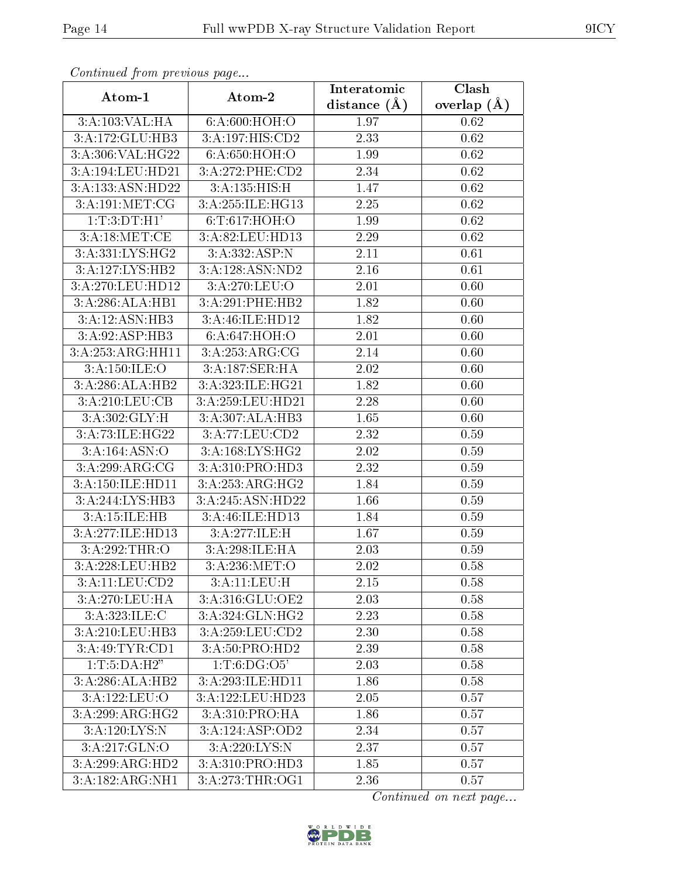*Continued from previous page...*

| Atom-1 | Atom-2 | Interatomic distance (Å) | Clash overlap (Å) |
| --- | --- | --- | --- |
| 3:A:103:VAL:HA | 6:A:600:HOH:O | 1.97 | 0.62 |
| 3:A:172:GLU:HB3 | 3:A:197:HIS:CD2 | 2.33 | 0.62 |
| 3:A:306:VAL:HG22 | 6:A:650:HOH:O | 1.99 | 0.62 |
| 3:A:194:LEU:HD21 | 3:A:272:PHE:CD2 | 2.34 | 0.62 |
| 3:A:133:ASN:HD22 | 3:A:135:HIS:H | 1.47 | 0.62 |
| 3:A:191:MET:CG | 3:A:255:ILE:HG13 | 2.25 | 0.62 |
| 1:T:3:DT:H1' | 6:T:617:HOH:O | 1.99 | 0.62 |
| 3:A:18:MET:CE | 3:A:82:LEU:HD13 | 2.29 | 0.62 |
| 3:A:331:LYS:HG2 | 3:A:332:ASP:N | 2.11 | 0.61 |
| 3:A:127:LYS:HB2 | 3:A:128:ASN:ND2 | 2.16 | 0.61 |
| 3:A:270:LEU:HD12 | 3:A:270:LEU:O | 2.01 | 0.60 |
| 3:A:286:ALA:HB1 | 3:A:291:PHE:HB2 | 1.82 | 0.60 |
| 3:A:12:ASN:HB3 | 3:A:46:ILE:HD12 | 1.82 | 0.60 |
| 3:A:92:ASP:HB3 | 6:A:647:HOH:O | 2.01 | 0.60 |
| 3:A:253:ARG:HH11 | 3:A:253:ARG:CG | 2.14 | 0.60 |
| 3:A:150:ILE:O | 3:A:187:SER:HA | 2.02 | 0.60 |
| 3:A:286:ALA:HB2 | 3:A:323:ILE:HG21 | 1.82 | 0.60 |
| 3:A:210:LEU:CB | 3:A:259:LEU:HD21 | 2.28 | 0.60 |
| 3:A:302:GLY:H | 3:A:307:ALA:HB3 | 1.65 | 0.60 |
| 3:A:73:ILE:HG22 | 3:A:77:LEU:CD2 | 2.32 | 0.59 |
| 3:A:164:ASN:O | 3:A:168:LYS:HG2 | 2.02 | 0.59 |
| 3:A:299:ARG:CG | 3:A:310:PRO:HD3 | 2.32 | 0.59 |
| 3:A:150:ILE:HD11 | 3:A:253:ARG:HG2 | 1.84 | 0.59 |
| 3:A:244:LYS:HB3 | 3:A:245:ASN:HD22 | 1.66 | 0.59 |
| 3:A:15:ILE:HB | 3:A:46:ILE:HD13 | 1.84 | 0.59 |
| 3:A:277:ILE:HD13 | 3:A:277:ILE:H | 1.67 | 0.59 |
| 3:A:292:THR:O | 3:A:298:ILE:HA | 2.03 | 0.59 |
| 3:A:228:LEU:HB2 | 3:A:236:MET:O | 2.02 | 0.58 |
| 3:A:11:LEU:CD2 | 3:A:11:LEU:H | 2.15 | 0.58 |
| 3:A:270:LEU:HA | 3:A:316:GLU:OE2 | 2.03 | 0.58 |
| 3:A:323:ILE:C | 3:A:324:GLN:HG2 | 2.23 | 0.58 |
| 3:A:210:LEU:HB3 | 3:A:259:LEU:CD2 | 2.30 | 0.58 |
| 3:A:49:TYR:CD1 | 3:A:50:PRO:HD2 | 2.39 | 0.58 |
| 1:T:5:DA:H2" | 1:T:6:DG:O5' | 2.03 | 0.58 |
| 3:A:286:ALA:HB2 | 3:A:293:ILE:HD11 | 1.86 | 0.58 |
| 3:A:122:LEU:O | 3:A:122:LEU:HD23 | 2.05 | 0.57 |
| 3:A:299:ARG:HG2 | 3:A:310:PRO:HA | 1.86 | 0.57 |
| 3:A:120:LYS:N | 3:A:124:ASP:OD2 | 2.34 | 0.57 |
| 3:A:217:GLN:O | 3:A:220:LYS:N | 2.37 | 0.57 |
| 3:A:299:ARG:HD2 | 3:A:310:PRO:HD3 | 1.85 | 0.57 |
| 3:A:182:ARG:NH1 | 3:A:273:THR:OG1 | 2.36 | 0.57 |

*Continued on next page...*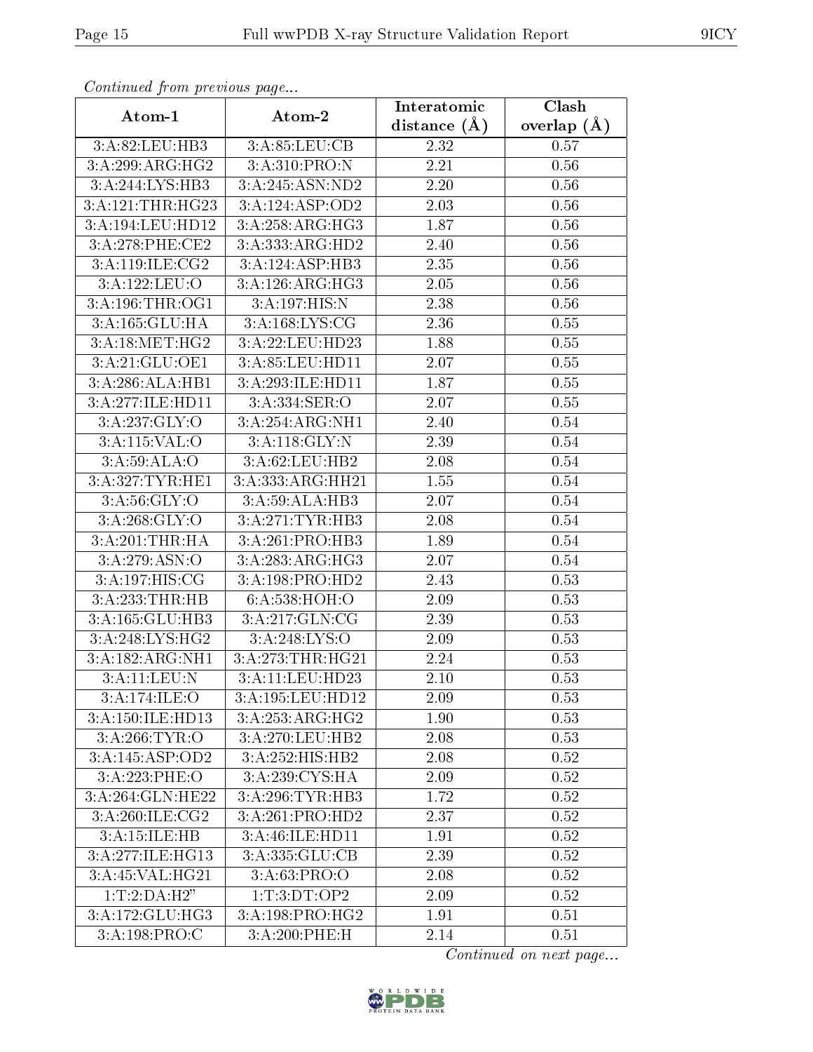*Continued from previous page...*

| Atom-1 | Atom-2 | Interatomic distance (Å) | Clash overlap (Å) |
|---|---|---|---|
| 3:A:82:LEU:HB3 | 3:A:85:LEU:CB | 2.32 | 0.57 |
| 3:A:299:ARG:HG2 | 3:A:310:PRO:N | 2.21 | 0.56 |
| 3:A:244:LYS:HB3 | 3:A:245:ASN:ND2 | 2.20 | 0.56 |
| 3:A:121:THR:HG23 | 3:A:124:ASP:OD2 | 2.03 | 0.56 |
| 3:A:194:LEU:HD12 | 3:A:258:ARG:HG3 | 1.87 | 0.56 |
| 3:A:278:PHE:CE2 | 3:A:333:ARG:HD2 | 2.40 | 0.56 |
| 3:A:119:ILE:CG2 | 3:A:124:ASP:HB3 | 2.35 | 0.56 |
| 3:A:122:LEU:O | 3:A:126:ARG:HG3 | 2.05 | 0.56 |
| 3:A:196:THR:OG1 | 3:A:197:HIS:N | 2.38 | 0.56 |
| 3:A:165:GLU:HA | 3:A:168:LYS:CG | 2.36 | 0.55 |
| 3:A:18:MET:HG2 | 3:A:22:LEU:HD23 | 1.88 | 0.55 |
| 3:A:21:GLU:OE1 | 3:A:85:LEU:HD11 | 2.07 | 0.55 |
| 3:A:286:ALA:HB1 | 3:A:293:ILE:HD11 | 1.87 | 0.55 |
| 3:A:277:ILE:HD11 | 3:A:334:SER:O | 2.07 | 0.55 |
| 3:A:237:GLY:O | 3:A:254:ARG:NH1 | 2.40 | 0.54 |
| 3:A:115:VAL:O | 3:A:118:GLY:N | 2.39 | 0.54 |
| 3:A:59:ALA:O | 3:A:62:LEU:HB2 | 2.08 | 0.54 |
| 3:A:327:TYR:HE1 | 3:A:333:ARG:HH21 | 1.55 | 0.54 |
| 3:A:56:GLY:O | 3:A:59:ALA:HB3 | 2.07 | 0.54 |
| 3:A:268:GLY:O | 3:A:271:TYR:HB3 | 2.08 | 0.54 |
| 3:A:201:THR:HA | 3:A:261:PRO:HB3 | 1.89 | 0.54 |
| 3:A:279:ASN:O | 3:A:283:ARG:HG3 | 2.07 | 0.54 |
| 3:A:197:HIS:CG | 3:A:198:PRO:HD2 | 2.43 | 0.53 |
| 3:A:233:THR:HB | 6:A:538:HOH:O | 2.09 | 0.53 |
| 3:A:165:GLU:HB3 | 3:A:217:GLN:CG | 2.39 | 0.53 |
| 3:A:248:LYS:HG2 | 3:A:248:LYS:O | 2.09 | 0.53 |
| 3:A:182:ARG:NH1 | 3:A:273:THR:HG21 | 2.24 | 0.53 |
| 3:A:11:LEU:N | 3:A:11:LEU:HD23 | 2.10 | 0.53 |
| 3:A:174:ILE:O | 3:A:195:LEU:HD12 | 2.09 | 0.53 |
| 3:A:150:ILE:HD13 | 3:A:253:ARG:HG2 | 1.90 | 0.53 |
| 3:A:266:TYR:O | 3:A:270:LEU:HB2 | 2.08 | 0.53 |
| 3:A:145:ASP:OD2 | 3:A:252:HIS:HB2 | 2.08 | 0.52 |
| 3:A:223:PHE:O | 3:A:239:CYS:HA | 2.09 | 0.52 |
| 3:A:264:GLN:HE22 | 3:A:296:TYR:HB3 | 1.72 | 0.52 |
| 3:A:260:ILE:CG2 | 3:A:261:PRO:HD2 | 2.37 | 0.52 |
| 3:A:15:ILE:HB | 3:A:46:ILE:HD11 | 1.91 | 0.52 |
| 3:A:277:ILE:HG13 | 3:A:335:GLU:CB | 2.39 | 0.52 |
| 3:A:45:VAL:HG21 | 3:A:63:PRO:O | 2.08 | 0.52 |
| 1:T:2:DA:H2" | 1:T:3:DT:OP2 | 2.09 | 0.52 |
| 3:A:172:GLU:HG3 | 3:A:198:PRO:HG2 | 1.91 | 0.51 |
| 3:A:198:PRO:C | 3:A:200:PHE:H | 2.14 | 0.51 |

*Continued on next page...*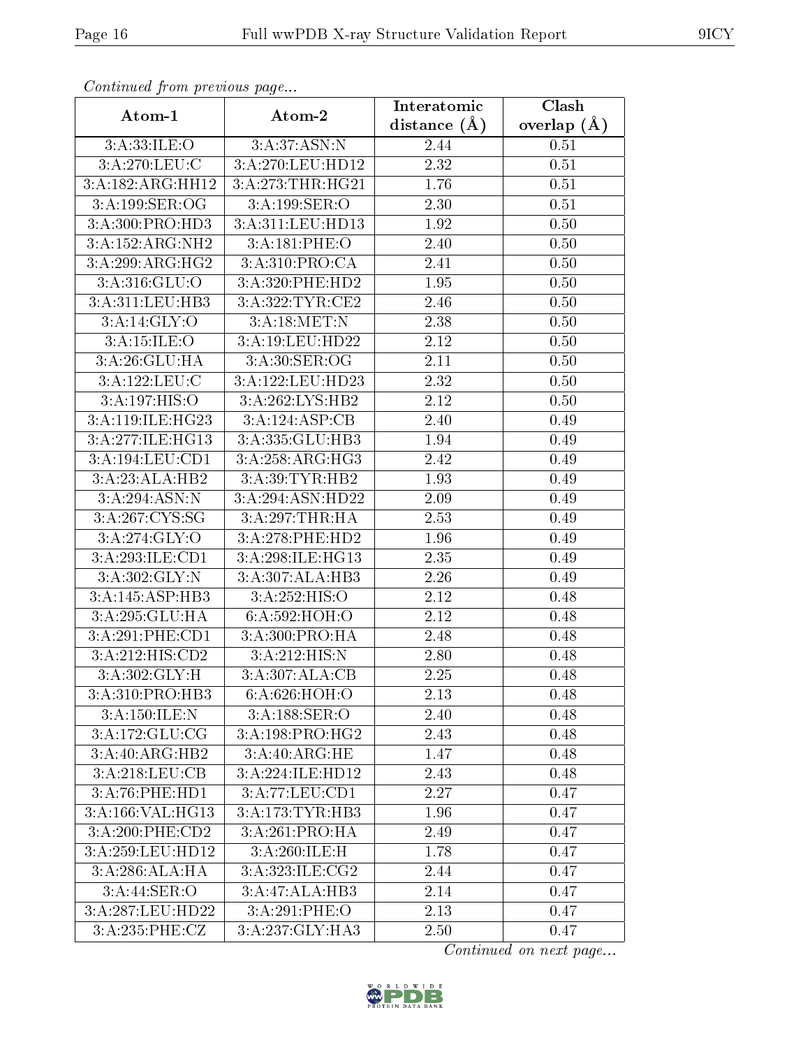*Continued from previous page...*

| Atom-1 | Atom-2 | Interatomic distance (Å) | Clash overlap (Å) |
|---|---|---|---|
| 3:A:33:ILE:O | 3:A:37:ASN:N | 2.44 | 0.51 |
| 3:A:270:LEU:C | 3:A:270:LEU:HD12 | 2.32 | 0.51 |
| 3:A:182:ARG:HH12 | 3:A:273:THR:HG21 | 1.76 | 0.51 |
| 3:A:199:SER:OG | 3:A:199:SER:O | 2.30 | 0.51 |
| 3:A:300:PRO:HD3 | 3:A:311:LEU:HD13 | 1.92 | 0.50 |
| 3:A:152:ARG:NH2 | 3:A:181:PHE:O | 2.40 | 0.50 |
| 3:A:299:ARG:HG2 | 3:A:310:PRO:CA | 2.41 | 0.50 |
| 3:A:316:GLU:O | 3:A:320:PHE:HD2 | 1.95 | 0.50 |
| 3:A:311:LEU:HB3 | 3:A:322:TYR:CE2 | 2.46 | 0.50 |
| 3:A:14:GLY:O | 3:A:18:MET:N | 2.38 | 0.50 |
| 3:A:15:ILE:O | 3:A:19:LEU:HD22 | 2.12 | 0.50 |
| 3:A:26:GLU:HA | 3:A:30:SER:OG | 2.11 | 0.50 |
| 3:A:122:LEU:C | 3:A:122:LEU:HD23 | 2.32 | 0.50 |
| 3:A:197:HIS:O | 3:A:262:LYS:HB2 | 2.12 | 0.50 |
| 3:A:119:ILE:HG23 | 3:A:124:ASP:CB | 2.40 | 0.49 |
| 3:A:277:ILE:HG13 | 3:A:335:GLU:HB3 | 1.94 | 0.49 |
| 3:A:194:LEU:CD1 | 3:A:258:ARG:HG3 | 2.42 | 0.49 |
| 3:A:23:ALA:HB2 | 3:A:39:TYR:HB2 | 1.93 | 0.49 |
| 3:A:294:ASN:N | 3:A:294:ASN:HD22 | 2.09 | 0.49 |
| 3:A:267:CYS:SG | 3:A:297:THR:HA | 2.53 | 0.49 |
| 3:A:274:GLY:O | 3:A:278:PHE:HD2 | 1.96 | 0.49 |
| 3:A:293:ILE:CD1 | 3:A:298:ILE:HG13 | 2.35 | 0.49 |
| 3:A:302:GLY:N | 3:A:307:ALA:HB3 | 2.26 | 0.49 |
| 3:A:145:ASP:HB3 | 3:A:252:HIS:O | 2.12 | 0.48 |
| 3:A:295:GLU:HA | 6:A:592:HOH:O | 2.12 | 0.48 |
| 3:A:291:PHE:CD1 | 3:A:300:PRO:HA | 2.48 | 0.48 |
| 3:A:212:HIS:CD2 | 3:A:212:HIS:N | 2.80 | 0.48 |
| 3:A:302:GLY:H | 3:A:307:ALA:CB | 2.25 | 0.48 |
| 3:A:310:PRO:HB3 | 6:A:626:HOH:O | 2.13 | 0.48 |
| 3:A:150:ILE:N | 3:A:188:SER:O | 2.40 | 0.48 |
| 3:A:172:GLU:CG | 3:A:198:PRO:HG2 | 2.43 | 0.48 |
| 3:A:40:ARG:HB2 | 3:A:40:ARG:HE | 1.47 | 0.48 |
| 3:A:218:LEU:CB | 3:A:224:ILE:HD12 | 2.43 | 0.48 |
| 3:A:76:PHE:HD1 | 3:A:77:LEU:CD1 | 2.27 | 0.47 |
| 3:A:166:VAL:HG13 | 3:A:173:TYR:HB3 | 1.96 | 0.47 |
| 3:A:200:PHE:CD2 | 3:A:261:PRO:HA | 2.49 | 0.47 |
| 3:A:259:LEU:HD12 | 3:A:260:ILE:H | 1.78 | 0.47 |
| 3:A:286:ALA:HA | 3:A:323:ILE:CG2 | 2.44 | 0.47 |
| 3:A:44:SER:O | 3:A:47:ALA:HB3 | 2.14 | 0.47 |
| 3:A:287:LEU:HD22 | 3:A:291:PHE:O | 2.13 | 0.47 |
| 3:A:235:PHE:CZ | 3:A:237:GLY:HA3 | 2.50 | 0.47 |

*Continued on next page...*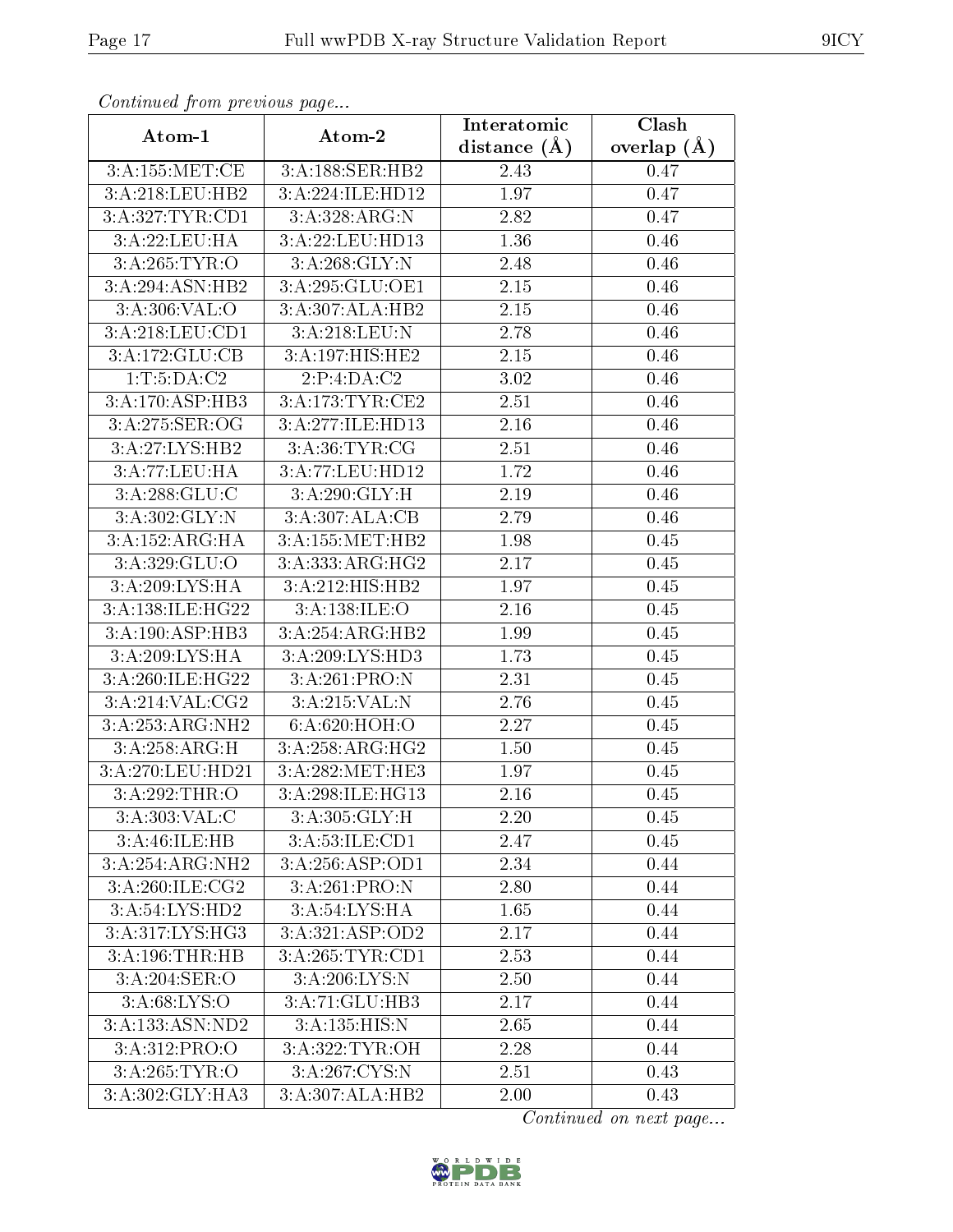*Continued from previous page...*

| Atom-1 | Atom-2 | Interatomic distance (Å) | Clash overlap (Å) |
|---|---|---|---|
| 3:A:155:MET:CE | 3:A:188:SER:HB2 | 2.43 | 0.47 |
| 3:A:218:LEU:HB2 | 3:A:224:ILE:HD12 | 1.97 | 0.47 |
| 3:A:327:TYR:CD1 | 3:A:328:ARG:N | 2.82 | 0.47 |
| 3:A:22:LEU:HA | 3:A:22:LEU:HD13 | 1.36 | 0.46 |
| 3:A:265:TYR:O | 3:A:268:GLY:N | 2.48 | 0.46 |
| 3:A:294:ASN:HB2 | 3:A:295:GLU:OE1 | 2.15 | 0.46 |
| 3:A:306:VAL:O | 3:A:307:ALA:HB2 | 2.15 | 0.46 |
| 3:A:218:LEU:CD1 | 3:A:218:LEU:N | 2.78 | 0.46 |
| 3:A:172:GLU:CB | 3:A:197:HIS:HE2 | 2.15 | 0.46 |
| 1:T:5:DA:C2 | 2:P:4:DA:C2 | 3.02 | 0.46 |
| 3:A:170:ASP:HB3 | 3:A:173:TYR:CE2 | 2.51 | 0.46 |
| 3:A:275:SER:OG | 3:A:277:ILE:HD13 | 2.16 | 0.46 |
| 3:A:27:LYS:HB2 | 3:A:36:TYR:CG | 2.51 | 0.46 |
| 3:A:77:LEU:HA | 3:A:77:LEU:HD12 | 1.72 | 0.46 |
| 3:A:288:GLU:C | 3:A:290:GLY:H | 2.19 | 0.46 |
| 3:A:302:GLY:N | 3:A:307:ALA:CB | 2.79 | 0.46 |
| 3:A:152:ARG:HA | 3:A:155:MET:HB2 | 1.98 | 0.45 |
| 3:A:329:GLU:O | 3:A:333:ARG:HG2 | 2.17 | 0.45 |
| 3:A:209:LYS:HA | 3:A:212:HIS:HB2 | 1.97 | 0.45 |
| 3:A:138:ILE:HG22 | 3:A:138:ILE:O | 2.16 | 0.45 |
| 3:A:190:ASP:HB3 | 3:A:254:ARG:HB2 | 1.99 | 0.45 |
| 3:A:209:LYS:HA | 3:A:209:LYS:HD3 | 1.73 | 0.45 |
| 3:A:260:ILE:HG22 | 3:A:261:PRO:N | 2.31 | 0.45 |
| 3:A:214:VAL:CG2 | 3:A:215:VAL:N | 2.76 | 0.45 |
| 3:A:253:ARG:NH2 | 6:A:620:HOH:O | 2.27 | 0.45 |
| 3:A:258:ARG:H | 3:A:258:ARG:HG2 | 1.50 | 0.45 |
| 3:A:270:LEU:HD21 | 3:A:282:MET:HE3 | 1.97 | 0.45 |
| 3:A:292:THR:O | 3:A:298:ILE:HG13 | 2.16 | 0.45 |
| 3:A:303:VAL:C | 3:A:305:GLY:H | 2.20 | 0.45 |
| 3:A:46:ILE:HB | 3:A:53:ILE:CD1 | 2.47 | 0.45 |
| 3:A:254:ARG:NH2 | 3:A:256:ASP:OD1 | 2.34 | 0.44 |
| 3:A:260:ILE:CG2 | 3:A:261:PRO:N | 2.80 | 0.44 |
| 3:A:54:LYS:HD2 | 3:A:54:LYS:HA | 1.65 | 0.44 |
| 3:A:317:LYS:HG3 | 3:A:321:ASP:OD2 | 2.17 | 0.44 |
| 3:A:196:THR:HB | 3:A:265:TYR:CD1 | 2.53 | 0.44 |
| 3:A:204:SER:O | 3:A:206:LYS:N | 2.50 | 0.44 |
| 3:A:68:LYS:O | 3:A:71:GLU:HB3 | 2.17 | 0.44 |
| 3:A:133:ASN:ND2 | 3:A:135:HIS:N | 2.65 | 0.44 |
| 3:A:312:PRO:O | 3:A:322:TYR:OH | 2.28 | 0.44 |
| 3:A:265:TYR:O | 3:A:267:CYS:N | 2.51 | 0.43 |
| 3:A:302:GLY:HA3 | 3:A:307:ALA:HB2 | 2.00 | 0.43 |

*Continued on next page...*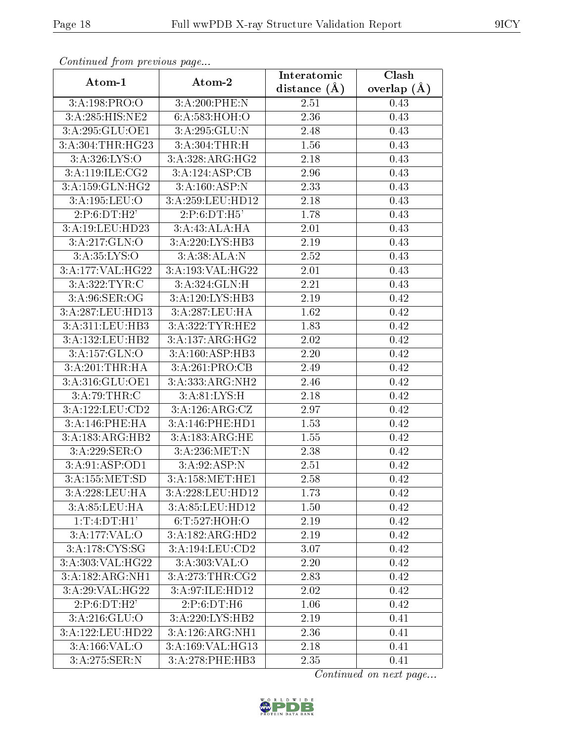*Continued from previous page...*

| Atom-1 | Atom-2 | Interatomic distance (Å) | Clash overlap (Å) |
| --- | --- | --- | --- |
| 3:A:198:PRO:O | 3:A:200:PHE:N | 2.51 | 0.43 |
| 3:A:285:HIS:NE2 | 6:A:583:HOH:O | 2.36 | 0.43 |
| 3:A:295:GLU:OE1 | 3:A:295:GLU:N | 2.48 | 0.43 |
| 3:A:304:THR:HG23 | 3:A:304:THR:H | 1.56 | 0.43 |
| 3:A:326:LYS:O | 3:A:328:ARG:HG2 | 2.18 | 0.43 |
| 3:A:119:ILE:CG2 | 3:A:124:ASP:CB | 2.96 | 0.43 |
| 3:A:159:GLN:HG2 | 3:A:160:ASP:N | 2.33 | 0.43 |
| 3:A:195:LEU:O | 3:A:259:LEU:HD12 | 2.18 | 0.43 |
| 2:P:6:DT:H2' | 2:P:6:DT:H5' | 1.78 | 0.43 |
| 3:A:19:LEU:HD23 | 3:A:43:ALA:HA | 2.01 | 0.43 |
| 3:A:217:GLN:O | 3:A:220:LYS:HB3 | 2.19 | 0.43 |
| 3:A:35:LYS:O | 3:A:38:ALA:N | 2.52 | 0.43 |
| 3:A:177:VAL:HG22 | 3:A:193:VAL:HG22 | 2.01 | 0.43 |
| 3:A:322:TYR:C | 3:A:324:GLN:H | 2.21 | 0.43 |
| 3:A:96:SER:OG | 3:A:120:LYS:HB3 | 2.19 | 0.42 |
| 3:A:287:LEU:HD13 | 3:A:287:LEU:HA | 1.62 | 0.42 |
| 3:A:311:LEU:HB3 | 3:A:322:TYR:HE2 | 1.83 | 0.42 |
| 3:A:132:LEU:HB2 | 3:A:137:ARG:HG2 | 2.02 | 0.42 |
| 3:A:157:GLN:O | 3:A:160:ASP:HB3 | 2.20 | 0.42 |
| 3:A:201:THR:HA | 3:A:261:PRO:CB | 2.49 | 0.42 |
| 3:A:316:GLU:OE1 | 3:A:333:ARG:NH2 | 2.46 | 0.42 |
| 3:A:79:THR:C | 3:A:81:LYS:H | 2.18 | 0.42 |
| 3:A:122:LEU:CD2 | 3:A:126:ARG:CZ | 2.97 | 0.42 |
| 3:A:146:PHE:HA | 3:A:146:PHE:HD1 | 1.53 | 0.42 |
| 3:A:183:ARG:HB2 | 3:A:183:ARG:HE | 1.55 | 0.42 |
| 3:A:229:SER:O | 3:A:236:MET:N | 2.38 | 0.42 |
| 3:A:91:ASP:OD1 | 3:A:92:ASP:N | 2.51 | 0.42 |
| 3:A:155:MET:SD | 3:A:158:MET:HE1 | 2.58 | 0.42 |
| 3:A:228:LEU:HA | 3:A:228:LEU:HD12 | 1.73 | 0.42 |
| 3:A:85:LEU:HA | 3:A:85:LEU:HD12 | 1.50 | 0.42 |
| 1:T:4:DT:H1' | 6:T:527:HOH:O | 2.19 | 0.42 |
| 3:A:177:VAL:O | 3:A:182:ARG:HD2 | 2.19 | 0.42 |
| 3:A:178:CYS:SG | 3:A:194:LEU:CD2 | 3.07 | 0.42 |
| 3:A:303:VAL:HG22 | 3:A:303:VAL:O | 2.20 | 0.42 |
| 3:A:182:ARG:NH1 | 3:A:273:THR:CG2 | 2.83 | 0.42 |
| 3:A:29:VAL:HG22 | 3:A:97:ILE:HD12 | 2.02 | 0.42 |
| 2:P:6:DT:H2' | 2:P:6:DT:H6 | 1.06 | 0.42 |
| 3:A:216:GLU:O | 3:A:220:LYS:HB2 | 2.19 | 0.41 |
| 3:A:122:LEU:HD22 | 3:A:126:ARG:NH1 | 2.36 | 0.41 |
| 3:A:166:VAL:O | 3:A:169:VAL:HG13 | 2.18 | 0.41 |
| 3:A:275:SER:N | 3:A:278:PHE:HB3 | 2.35 | 0.41 |

*Continued on next page...*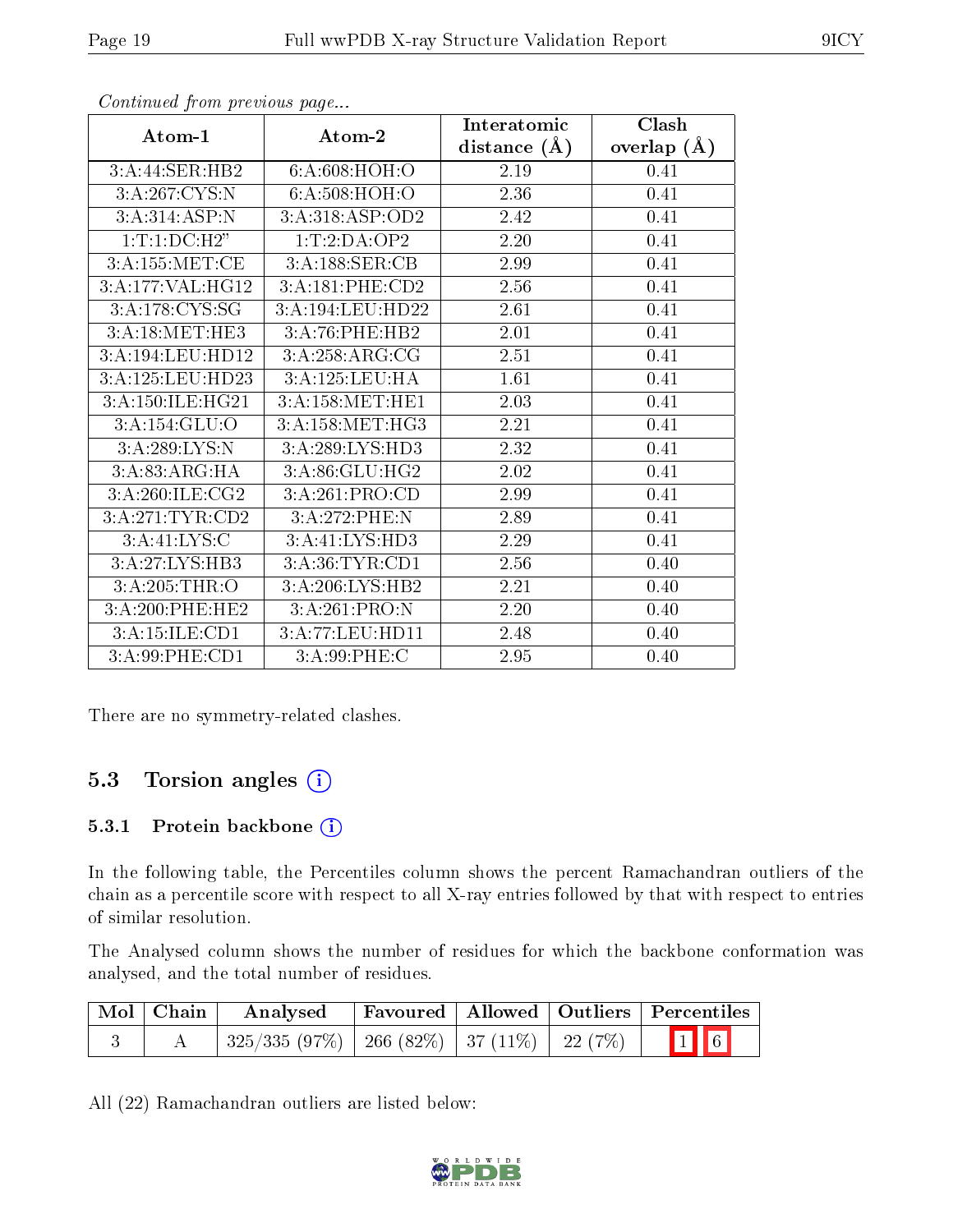*Continued from previous page...*

| Atom-1 | Atom-2 | Interatomic distance (Å) | Clash overlap (Å) |
|---|---|---|---|
| 3:A:44:SER:HB2 | 6:A:608:HOH:O | 2.19 | 0.41 |
| 3:A:267:CYS:N | 6:A:508:HOH:O | 2.36 | 0.41 |
| 3:A:314:ASP:N | 3:A:318:ASP:OD2 | 2.42 | 0.41 |
| 1:T:1:DC:H2" | 1:T:2:DA:OP2 | 2.20 | 0.41 |
| 3:A:155:MET:CE | 3:A:188:SER:CB | 2.99 | 0.41 |
| 3:A:177:VAL:HG12 | 3:A:181:PHE:CD2 | 2.56 | 0.41 |
| 3:A:178:CYS:SG | 3:A:194:LEU:HD22 | 2.61 | 0.41 |
| 3:A:18:MET:HE3 | 3:A:76:PHE:HB2 | 2.01 | 0.41 |
| 3:A:194:LEU:HD12 | 3:A:258:ARG:CG | 2.51 | 0.41 |
| 3:A:125:LEU:HD23 | 3:A:125:LEU:HA | 1.61 | 0.41 |
| 3:A:150:ILE:HG21 | 3:A:158:MET:HE1 | 2.03 | 0.41 |
| 3:A:154:GLU:O | 3:A:158:MET:HG3 | 2.21 | 0.41 |
| 3:A:289:LYS:N | 3:A:289:LYS:HD3 | 2.32 | 0.41 |
| 3:A:83:ARG:HA | 3:A:86:GLU:HG2 | 2.02 | 0.41 |
| 3:A:260:ILE:CG2 | 3:A:261:PRO:CD | 2.99 | 0.41 |
| 3:A:271:TYR:CD2 | 3:A:272:PHE:N | 2.89 | 0.41 |
| 3:A:41:LYS:C | 3:A:41:LYS:HD3 | 2.29 | 0.41 |
| 3:A:27:LYS:HB3 | 3:A:36:TYR:CD1 | 2.56 | 0.40 |
| 3:A:205:THR:O | 3:A:206:LYS:HB2 | 2.21 | 0.40 |
| 3:A:200:PHE:HE2 | 3:A:261:PRO:N | 2.20 | 0.40 |
| 3:A:15:ILE:CD1 | 3:A:77:LEU:HD11 | 2.48 | 0.40 |
| 3:A:99:PHE:CD1 | 3:A:99:PHE:C | 2.95 | 0.40 |

There are no symmetry-related clashes.

## 5.3 Torsion angles

### 5.3.1 Protein backbone

In the following table, the Percentiles column shows the percent Ramachandran outliers of the chain as a percentile score with respect to all X-ray entries followed by that with respect to entries of similar resolution.

The Analysed column shows the number of residues for which the backbone conformation was analysed, and the total number of residues.

| Mol | Chain | Analysed | Favoured | Allowed | Outliers | Percentiles |
|---|---|---|---|---|---|---|
| 3 | A | 325/335 (97%) | 266 (82%) | 37 (11%) | 22 (7%) | 1 6 |

All (22) Ramachandran outliers are listed below: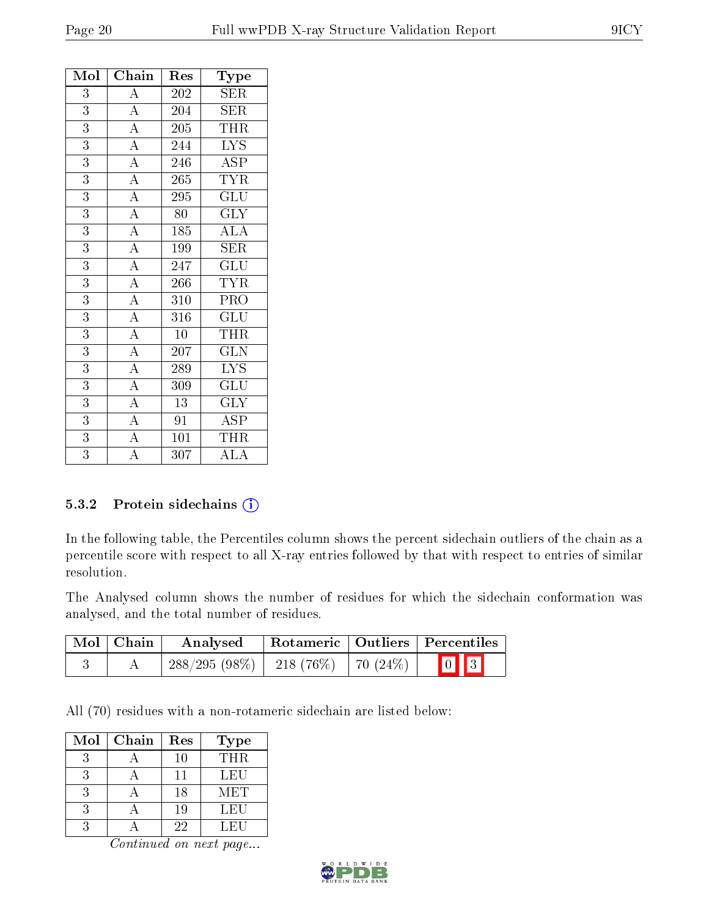| Mol | Chain | Res | Type |
|---|---|---|---|
| 3 | A | 202 | SER |
| 3 | A | 204 | SER |
| 3 | A | 205 | THR |
| 3 | A | 244 | LYS |
| 3 | A | 246 | ASP |
| 3 | A | 265 | TYR |
| 3 | A | 295 | GLU |
| 3 | A | 80 | GLY |
| 3 | A | 185 | ALA |
| 3 | A | 199 | SER |
| 3 | A | 247 | GLU |
| 3 | A | 266 | TYR |
| 3 | A | 310 | PRO |
| 3 | A | 316 | GLU |
| 3 | A | 10 | THR |
| 3 | A | 207 | GLN |
| 3 | A | 289 | LYS |
| 3 | A | 309 | GLU |
| 3 | A | 13 | GLY |
| 3 | A | 91 | ASP |
| 3 | A | 101 | THR |
| 3 | A | 307 | ALA |

### 5.3.2 Protein sidechains

In the following table, the Percentiles column shows the percent sidechain outliers of the chain as a percentile score with respect to all X-ray entries followed by that with respect to entries of similar resolution.

The Analysed column shows the number of residues for which the sidechain conformation was analysed, and the total number of residues.

| Mol | Chain | Analysed | Rotameric | Outliers | Percentiles |
|---|---|---|---|---|---|
| 3 | A | 288/295 (98%) | 218 (76%) | 70 (24%) | 0 3 |

All (70) residues with a non-rotameric sidechain are listed below:

| Mol | Chain | Res | Type |
|---|---|---|---|
| 3 | A | 10 | THR |
| 3 | A | 11 | LEU |
| 3 | A | 18 | MET |
| 3 | A | 19 | LEU |
| 3 | A | 22 | LEU |

*Continued on next page...*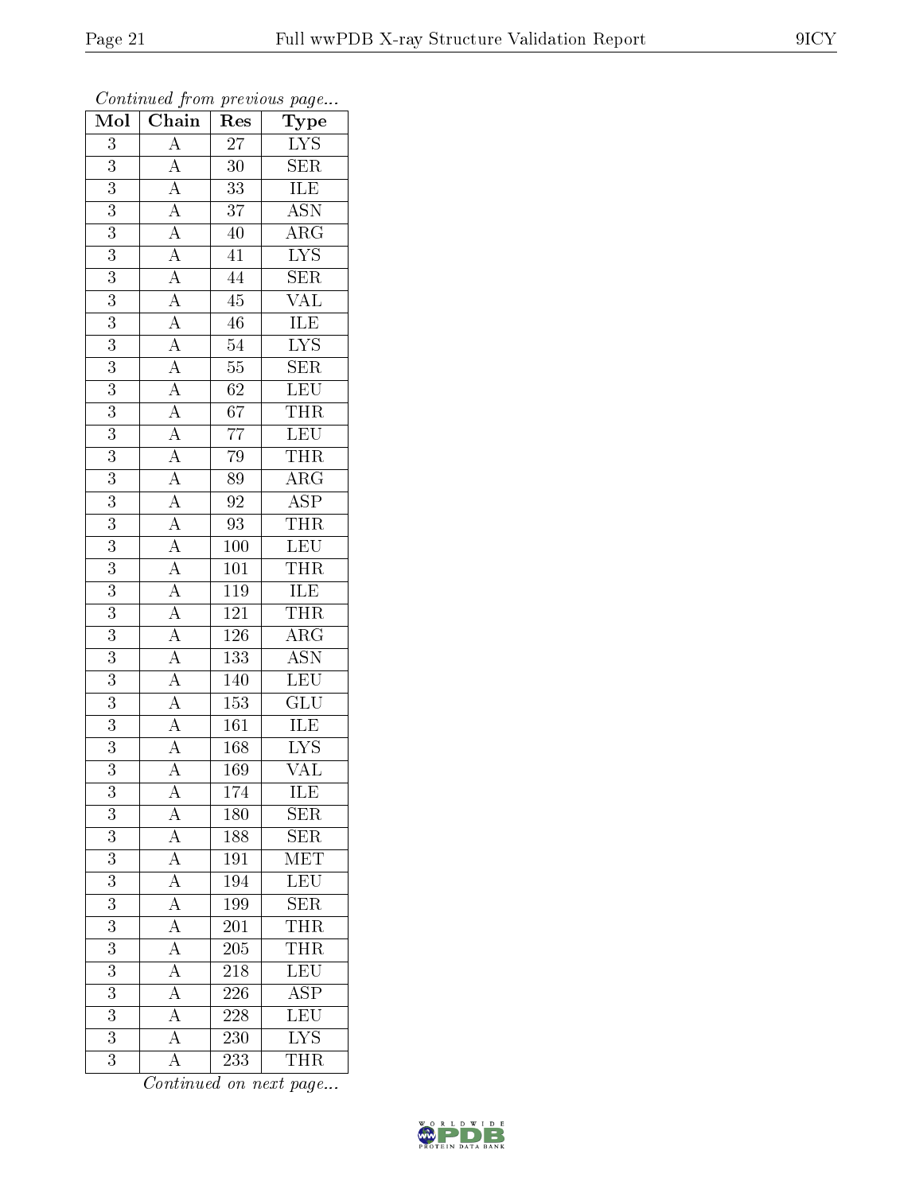*Continued from previous page...*

| Mol | Chain | Res | Type |
|---|---|---|---|
| 3 | A | 27 | LYS |
| 3 | A | 30 | SER |
| 3 | A | 33 | ILE |
| 3 | A | 37 | ASN |
| 3 | A | 40 | ARG |
| 3 | A | 41 | LYS |
| 3 | A | 44 | SER |
| 3 | A | 45 | VAL |
| 3 | A | 46 | ILE |
| 3 | A | 54 | LYS |
| 3 | A | 55 | SER |
| 3 | A | 62 | LEU |
| 3 | A | 67 | THR |
| 3 | A | 77 | LEU |
| 3 | A | 79 | THR |
| 3 | A | 89 | ARG |
| 3 | A | 92 | ASP |
| 3 | A | 93 | THR |
| 3 | A | 100 | LEU |
| 3 | A | 101 | THR |
| 3 | A | 119 | ILE |
| 3 | A | 121 | THR |
| 3 | A | 126 | ARG |
| 3 | A | 133 | ASN |
| 3 | A | 140 | LEU |
| 3 | A | 153 | GLU |
| 3 | A | 161 | ILE |
| 3 | A | 168 | LYS |
| 3 | A | 169 | VAL |
| 3 | A | 174 | ILE |
| 3 | A | 180 | SER |
| 3 | A | 188 | SER |
| 3 | A | 191 | MET |
| 3 | A | 194 | LEU |
| 3 | A | 199 | SER |
| 3 | A | 201 | THR |
| 3 | A | 205 | THR |
| 3 | A | 218 | LEU |
| 3 | A | 226 | ASP |
| 3 | A | 228 | LEU |
| 3 | A | 230 | LYS |
| 3 | A | 233 | THR |

*Continued on next page...*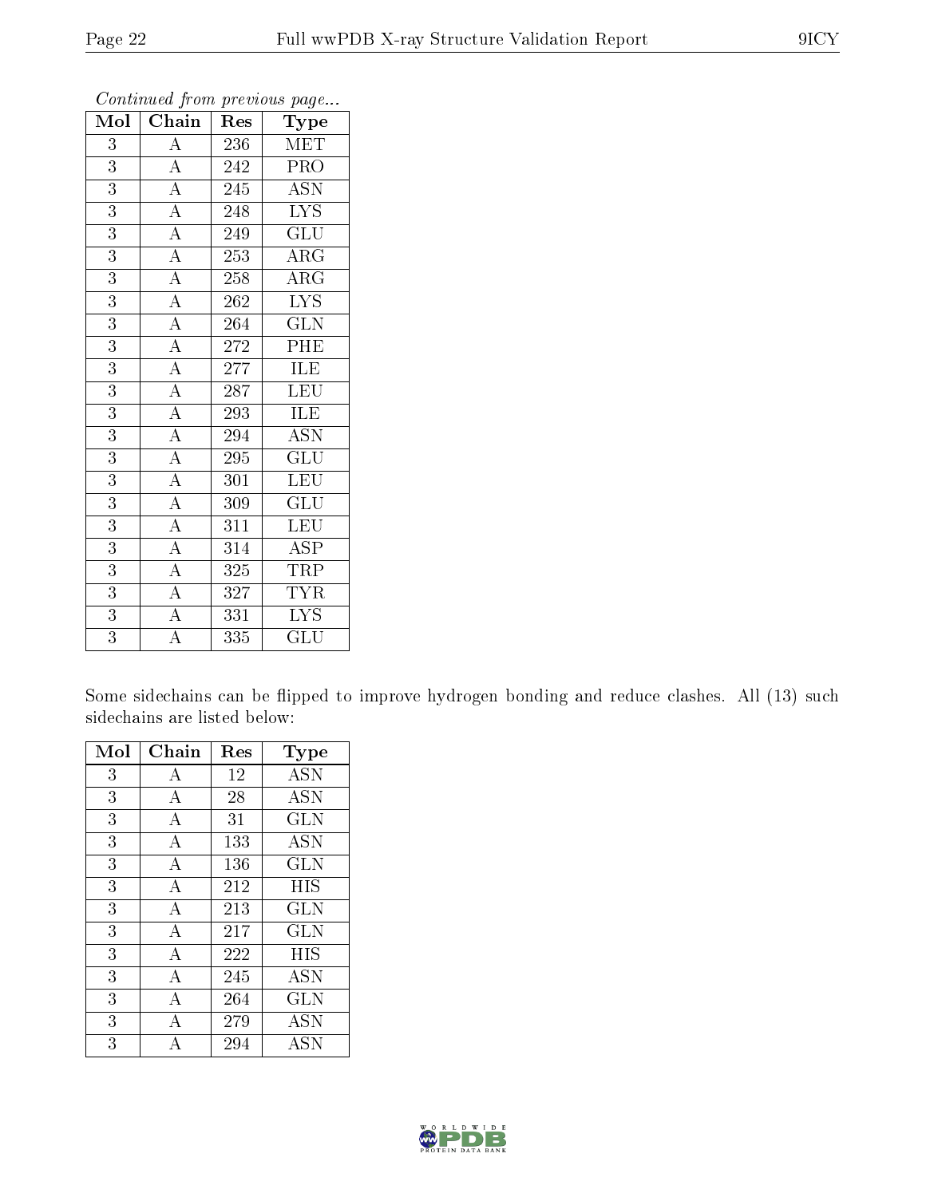*Continued from previous page...*

| Mol | Chain | Res | Type |
|---|---|---|---|
| 3 | A | 236 | MET |
| 3 | A | 242 | PRO |
| 3 | A | 245 | ASN |
| 3 | A | 248 | LYS |
| 3 | A | 249 | GLU |
| 3 | A | 253 | ARG |
| 3 | A | 258 | ARG |
| 3 | A | 262 | LYS |
| 3 | A | 264 | GLN |
| 3 | A | 272 | PHE |
| 3 | A | 277 | ILE |
| 3 | A | 287 | LEU |
| 3 | A | 293 | ILE |
| 3 | A | 294 | ASN |
| 3 | A | 295 | GLU |
| 3 | A | 301 | LEU |
| 3 | A | 309 | GLU |
| 3 | A | 311 | LEU |
| 3 | A | 314 | ASP |
| 3 | A | 325 | TRP |
| 3 | A | 327 | TYR |
| 3 | A | 331 | LYS |
| 3 | A | 335 | GLU |

Some sidechains can be flipped to improve hydrogen bonding and reduce clashes. All (13) such sidechains are listed below:

| Mol | Chain | Res | Type |
|---|---|---|---|
| 3 | A | 12 | ASN |
| 3 | A | 28 | ASN |
| 3 | A | 31 | GLN |
| 3 | A | 133 | ASN |
| 3 | A | 136 | GLN |
| 3 | A | 212 | HIS |
| 3 | A | 213 | GLN |
| 3 | A | 217 | GLN |
| 3 | A | 222 | HIS |
| 3 | A | 245 | ASN |
| 3 | A | 264 | GLN |
| 3 | A | 279 | ASN |
| 3 | A | 294 | ASN |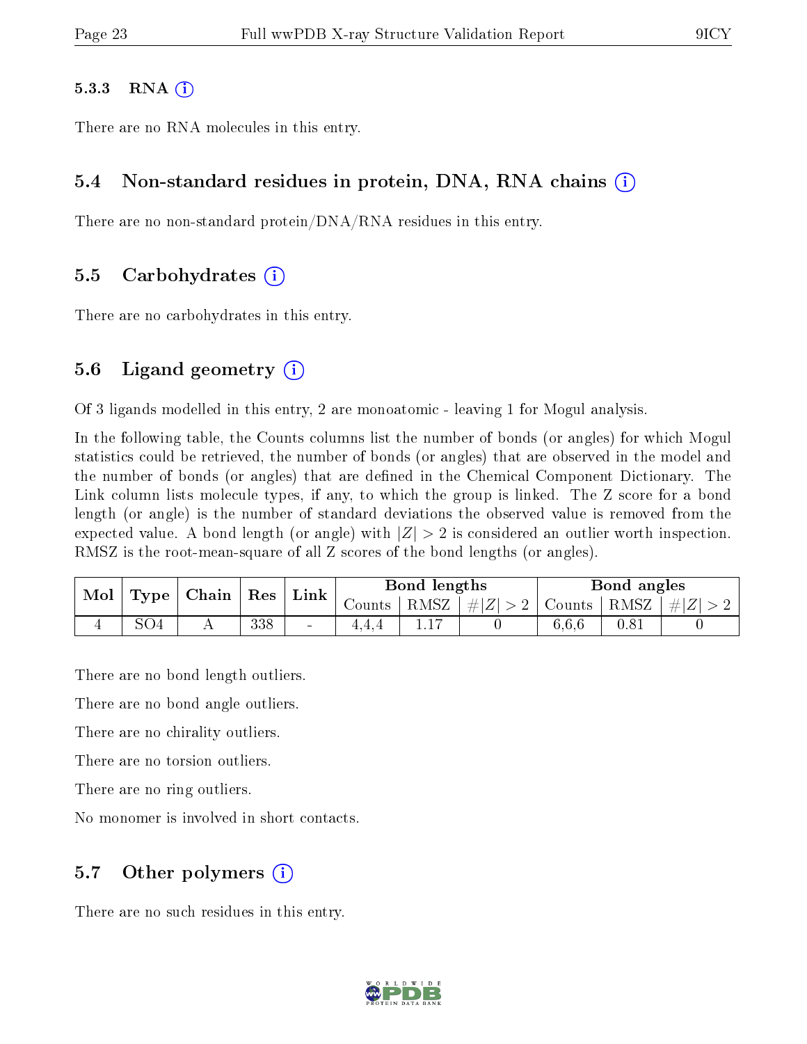#### 5.3.3 RNA

There are no RNA molecules in this entry.

### 5.4 Non-standard residues in protein, DNA, RNA chains

There are no non-standard protein/DNA/RNA residues in this entry.

### 5.5 Carbohydrates

There are no carbohydrates in this entry.

### 5.6 Ligand geometry

Of 3 ligands modelled in this entry, 2 are monoatomic - leaving 1 for Mogul analysis.

In the following table, the Counts columns list the number of bonds (or angles) for which Mogul statistics could be retrieved, the number of bonds (or angles) that are observed in the model and the number of bonds (or angles) that are defined in the Chemical Component Dictionary. The Link column lists molecule types, if any, to which the group is linked. The Z score for a bond length (or angle) is the number of standard deviations the observed value is removed from the expected value. A bond length (or angle) with $|Z| > 2$ is considered an outlier worth inspection. RMSZ is the root-mean-square of all Z scores of the bond lengths (or angles).

| Mol | Type | Chain | Res | Link | Bond lengths | | | Bond angles | | |
|---|---|---|---|---|---|---|---|---|---|---|
| | | | | | Counts | RMSZ | $\#\|Z\| > 2$ | Counts | RMSZ | $\#\|Z\| > 2$ |
| 4 | SO4 | A | 338 | - | 4,4,4 | 1.17 | 0 | 6,6,6 | 0.81 | 0 |

There are no bond length outliers.

There are no bond angle outliers.

There are no chirality outliers.

There are no torsion outliers.

There are no ring outliers.

No monomer is involved in short contacts.

### 5.7 Other polymers

There are no such residues in this entry.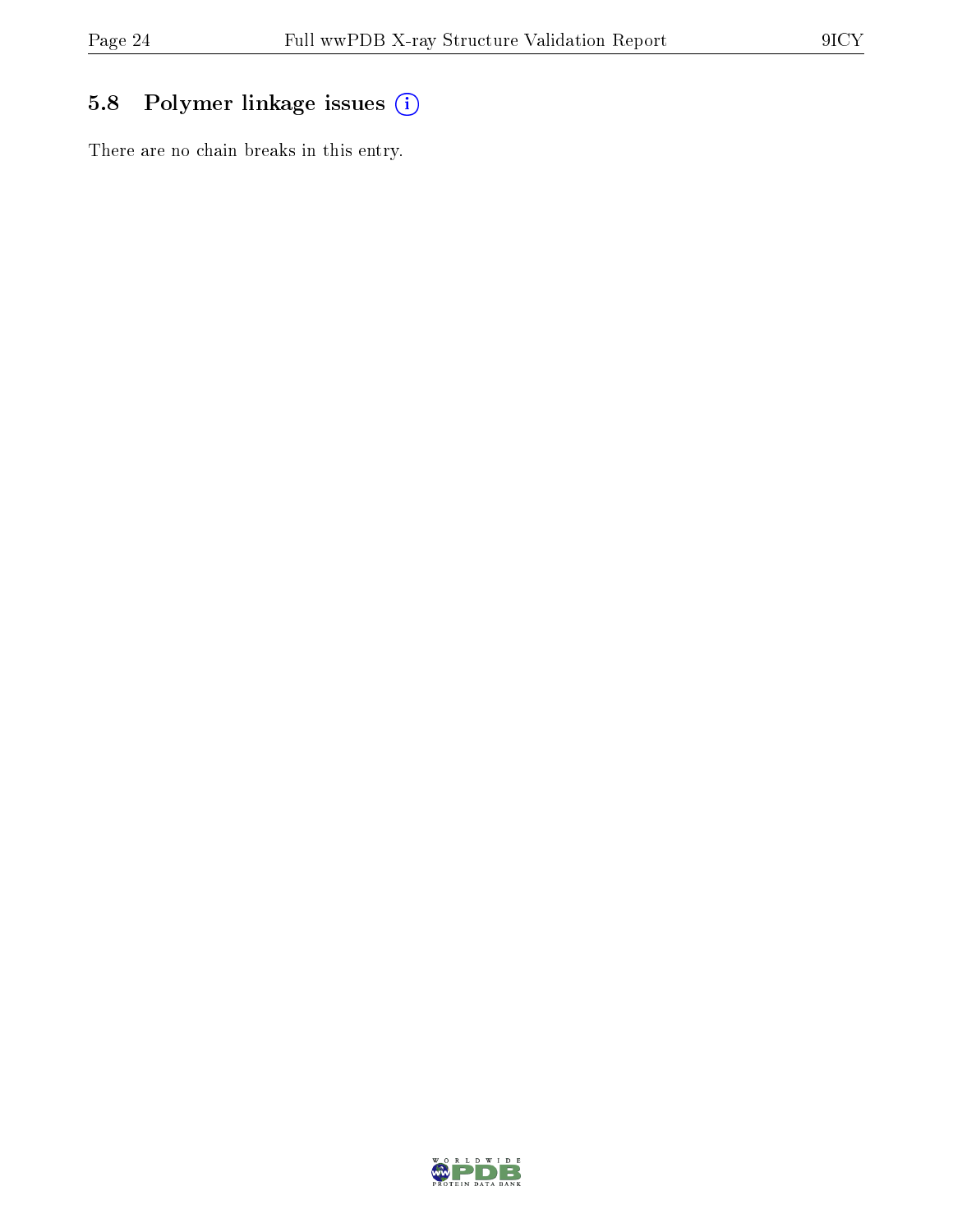## 5.8 Polymer linkage issues (i)

There are no chain breaks in this entry.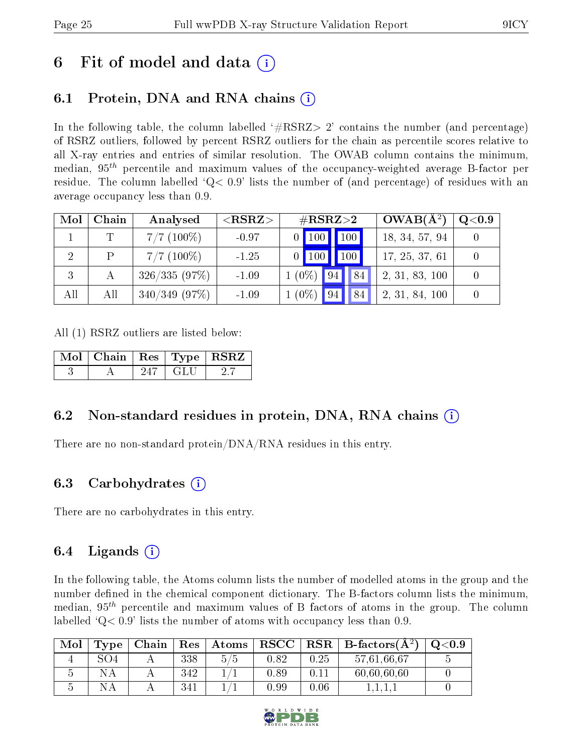# 6 Fit of model and data (i)

## 6.1 Protein, DNA and RNA chains (i)

In the following table, the column labelled '#RSRZ> 2' contains the number (and percentage) of RSRZ outliers, followed by percent RSRZ outliers for the chain as percentile scores relative to all X-ray entries and entries of similar resolution. The OWAB column contains the minimum, median, $95^{th}$ percentile and maximum values of the occupancy-weighted average B-factor per residue. The column labelled 'Q< 0.9' lists the number of (and percentage) of residues with an average occupancy less than 0.9.

| Mol | Chain | Analysed | <RSRZ> | #RSRZ>2 | | | OWAB(Å$^2$) | Q<0.9 |
|---|---|---|---|---|---|---|---|---|
| 1 | T | 7/7 (100%) | -0.97 | 0 | 100 | 100 | 18, 34, 57, 94 | 0 |
| 2 | P | 7/7 (100%) | -1.25 | 0 | 100 | 100 | 17, 25, 37, 61 | 0 |
| 3 | A | 326/335 (97%) | -1.09 | 1 (0%) | 94 | 84 | 2, 31, 83, 100 | 0 |
| All | All | 340/349 (97%) | -1.09 | 1 (0%) | 94 | 84 | 2, 31, 84, 100 | 0 |

All (1) RSRZ outliers are listed below:

| Mol | Chain | Res | Type | RSRZ |
|---|---|---|---|---|
| 3 | A | 247 | GLU | 2.7 |

## 6.2 Non-standard residues in protein, DNA, RNA chains (i)

There are no non-standard protein/DNA/RNA residues in this entry.

## 6.3 Carbohydrates (i)

There are no carbohydrates in this entry.

## 6.4 Ligands (i)

In the following table, the Atoms column lists the number of modelled atoms in the group and the number defined in the chemical component dictionary. The B-factors column lists the minimum, median, $95^{th}$ percentile and maximum values of B factors of atoms in the group. The column labelled 'Q< 0.9' lists the number of atoms with occupancy less than 0.9.

| Mol | Type | Chain | Res | Atoms | RSCC | RSR | B-factors(Å$^2$) | Q<0.9 |
|---|---|---|---|---|---|---|---|---|
| 4 | SO4 | A | 338 | 5/5 | 0.82 | 0.25 | 57,61,66,67 | 5 |
| 5 | NA | A | 342 | 1/1 | 0.89 | 0.11 | 60,60,60,60 | 0 |
| 5 | NA | A | 341 | 1/1 | 0.99 | 0.06 | 1,1,1,1 | 0 |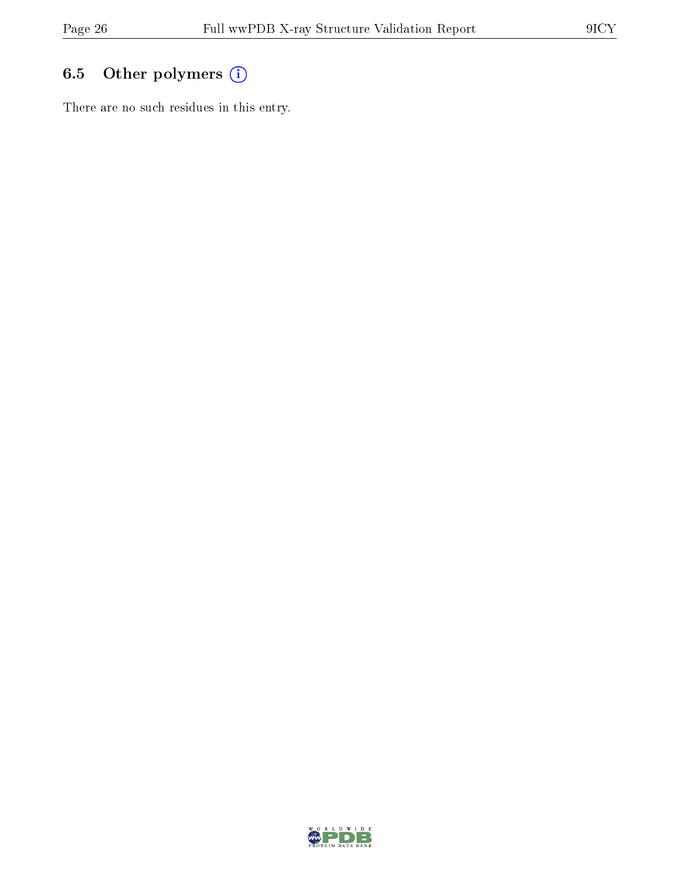## 6.5 Other polymers

There are no such residues in this entry.